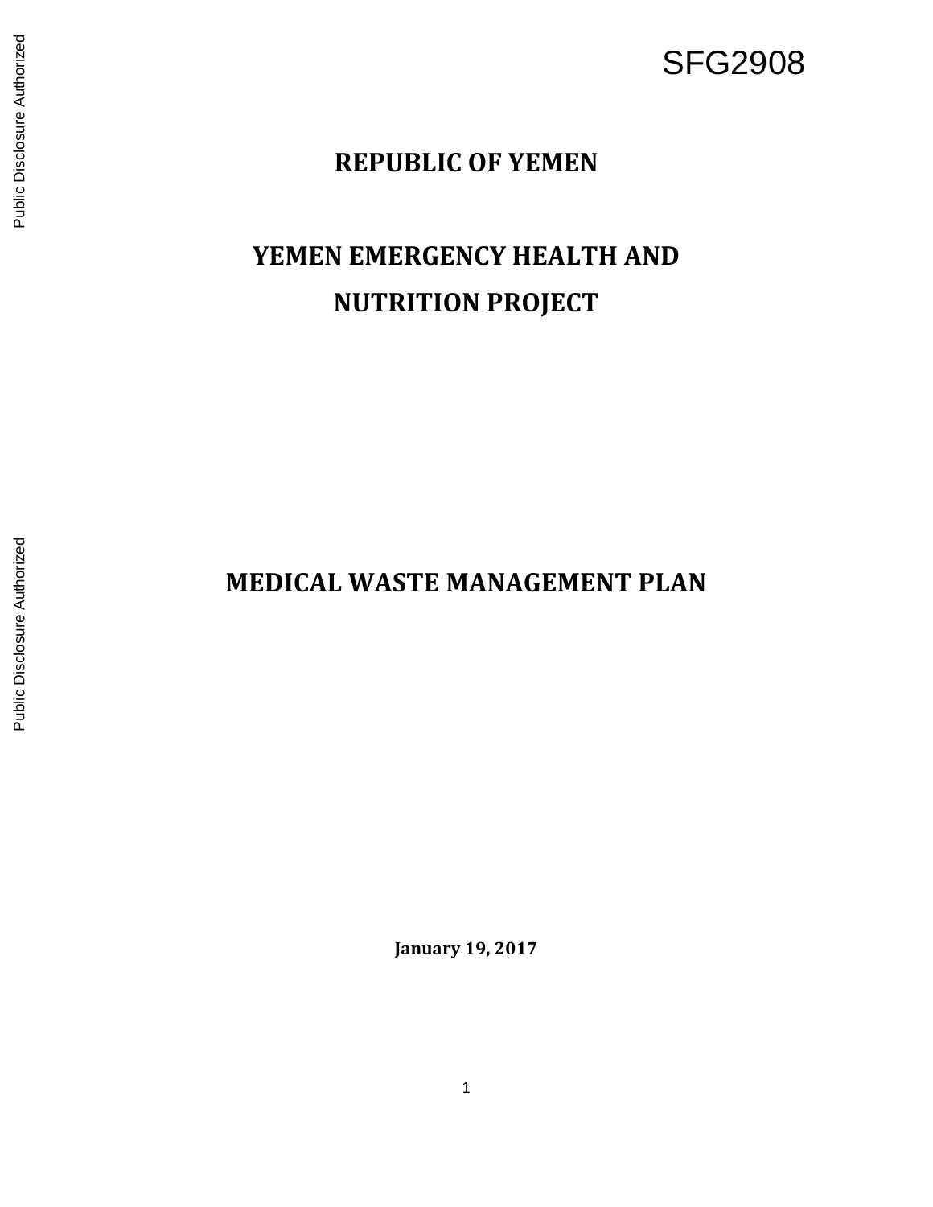SFG2908

# REPUBLIC OF YEMEN

# YEMEN EMERGENCY HEALTH AND NUTRITION PROJECT

# MEDICAL WASTE MANAGEMENT PLAN

**January 19, 2017**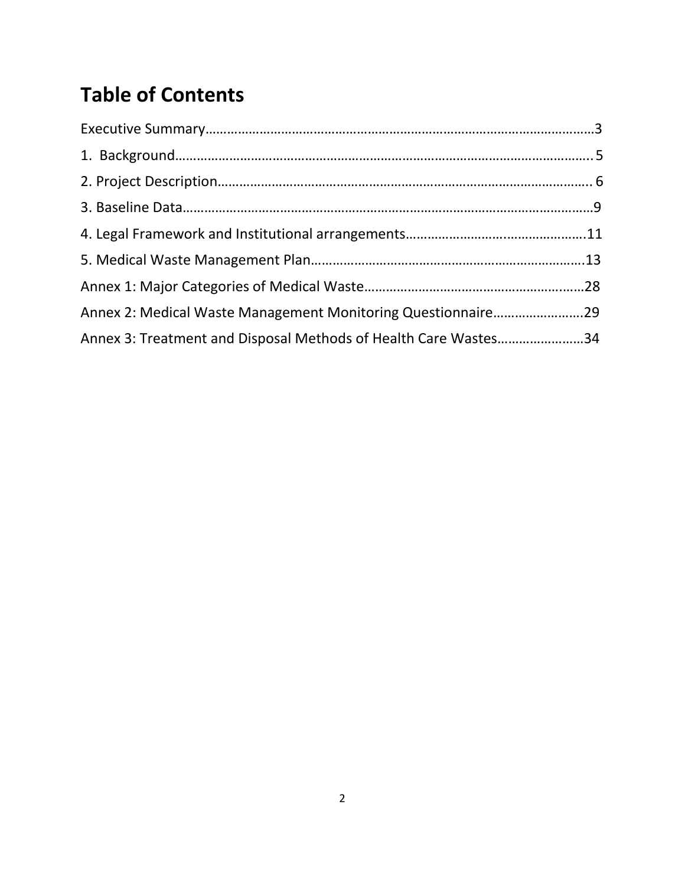# Table of Contents

Executive Summary……………………………………………………………………………………………3

1. Background……………………………………………………………………………………………….5

2. Project Description………………………………………………………………………………………. 6

3. Baseline Data………………………………………………………………………………………………9

4. Legal Framework and Institutional arrangements…………………………………………….11

5. Medical Waste Management Plan……………………………………………………………….13

Annex 1: Major Categories of Medical Waste……………………………………………………28

Annex 2: Medical Waste Management Monitoring Questionnaire…………………….29

Annex 3: Treatment and Disposal Methods of Health Care Wastes…………………..34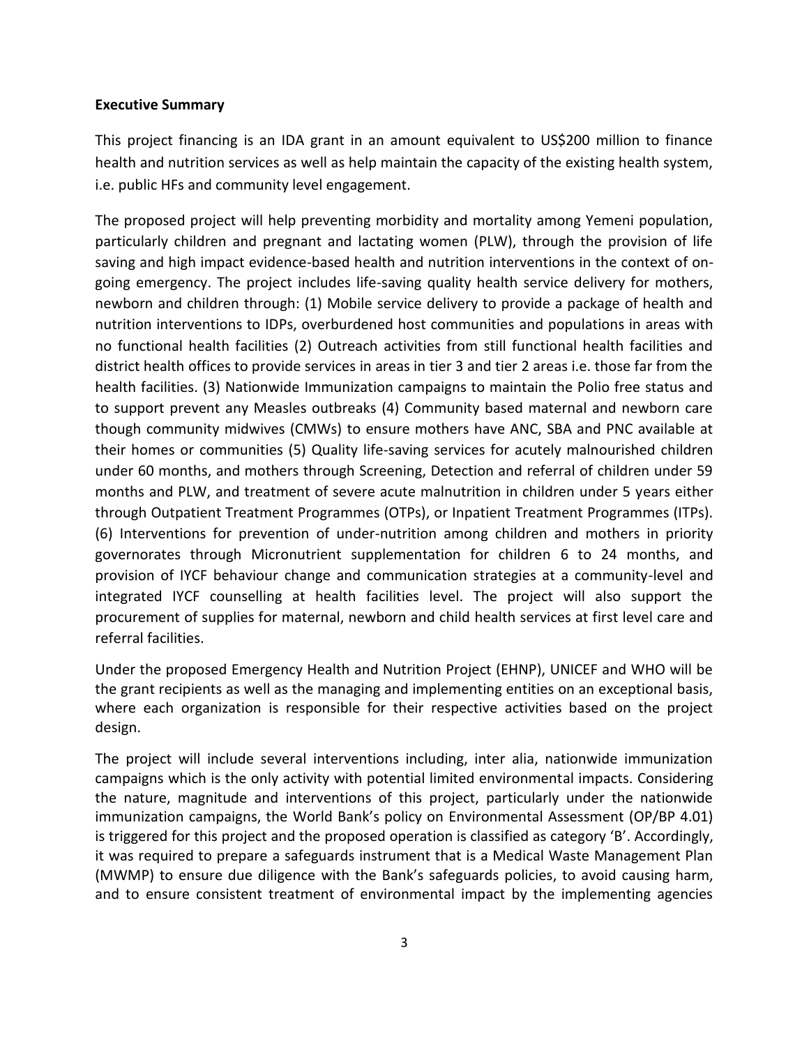**Executive Summary**

This project financing is an IDA grant in an amount equivalent to US$200 million to finance health and nutrition services as well as help maintain the capacity of the existing health system, i.e. public HFs and community level engagement.

The proposed project will help preventing morbidity and mortality among Yemeni population, particularly children and pregnant and lactating women (PLW), through the provision of life saving and high impact evidence-based health and nutrition interventions in the context of on-going emergency. The project includes life-saving quality health service delivery for mothers, newborn and children through: (1) Mobile service delivery to provide a package of health and nutrition interventions to IDPs, overburdened host communities and populations in areas with no functional health facilities (2) Outreach activities from still functional health facilities and district health offices to provide services in areas in tier 3 and tier 2 areas i.e. those far from the health facilities. (3) Nationwide Immunization campaigns to maintain the Polio free status and to support prevent any Measles outbreaks (4) Community based maternal and newborn care though community midwives (CMWs) to ensure mothers have ANC, SBA and PNC available at their homes or communities (5) Quality life-saving services for acutely malnourished children under 60 months, and mothers through Screening, Detection and referral of children under 59 months and PLW, and treatment of severe acute malnutrition in children under 5 years either through Outpatient Treatment Programmes (OTPs), or Inpatient Treatment Programmes (ITPs). (6) Interventions for prevention of under-nutrition among children and mothers in priority governorates through Micronutrient supplementation for children 6 to 24 months, and provision of IYCF behaviour change and communication strategies at a community-level and integrated IYCF counselling at health facilities level. The project will also support the procurement of supplies for maternal, newborn and child health services at first level care and referral facilities.

Under the proposed Emergency Health and Nutrition Project (EHNP), UNICEF and WHO will be the grant recipients as well as the managing and implementing entities on an exceptional basis, where each organization is responsible for their respective activities based on the project design.

The project will include several interventions including, inter alia, nationwide immunization campaigns which is the only activity with potential limited environmental impacts. Considering the nature, magnitude and interventions of this project, particularly under the nationwide immunization campaigns, the World Bank's policy on Environmental Assessment (OP/BP 4.01) is triggered for this project and the proposed operation is classified as category 'B'. Accordingly, it was required to prepare a safeguards instrument that is a Medical Waste Management Plan (MWMP) to ensure due diligence with the Bank's safeguards policies, to avoid causing harm, and to ensure consistent treatment of environmental impact by the implementing agencies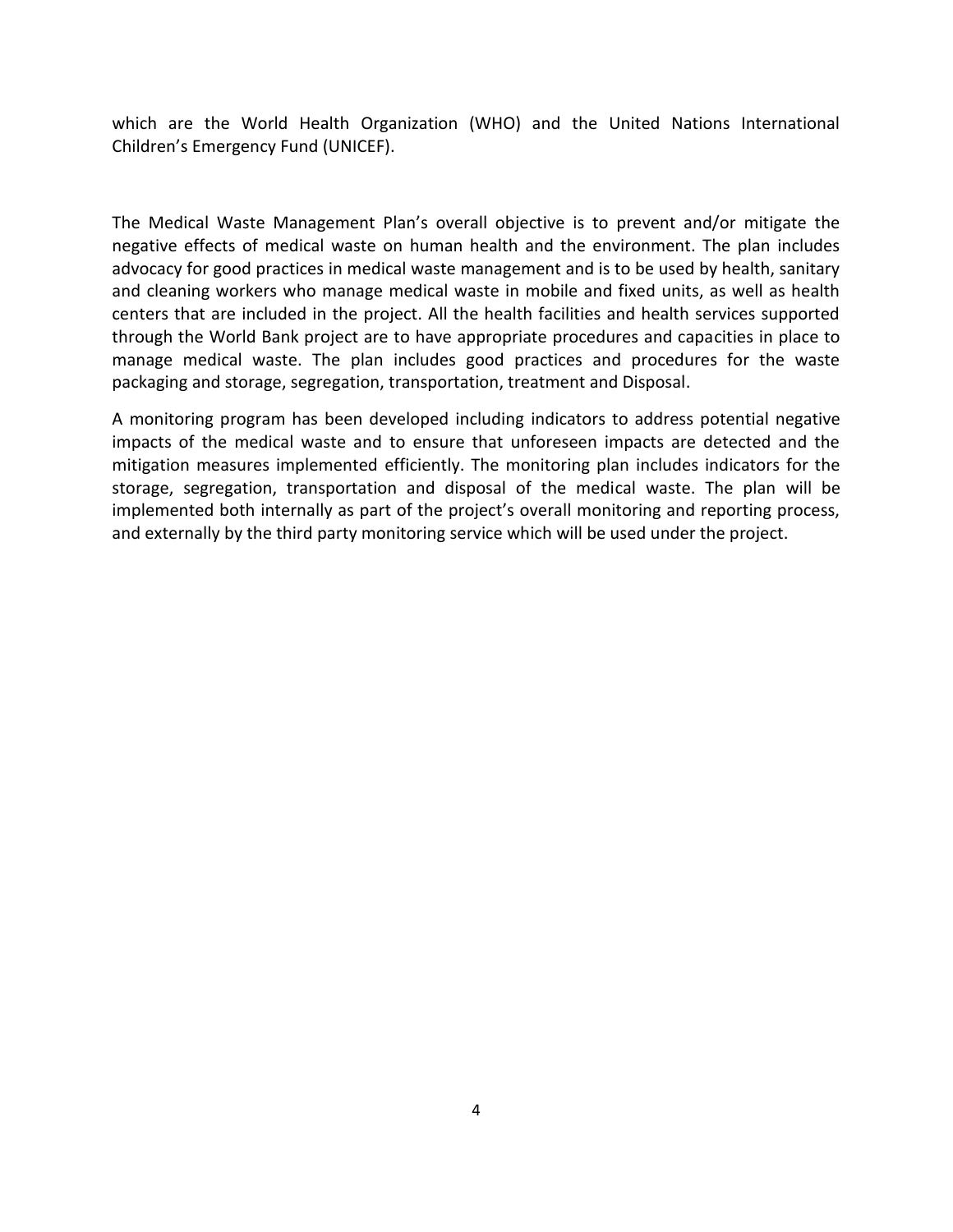which are the World Health Organization (WHO) and the United Nations International Children's Emergency Fund (UNICEF).

The Medical Waste Management Plan's overall objective is to prevent and/or mitigate the negative effects of medical waste on human health and the environment. The plan includes advocacy for good practices in medical waste management and is to be used by health, sanitary and cleaning workers who manage medical waste in mobile and fixed units, as well as health centers that are included in the project. All the health facilities and health services supported through the World Bank project are to have appropriate procedures and capacities in place to manage medical waste. The plan includes good practices and procedures for the waste packaging and storage, segregation, transportation, treatment and Disposal.

A monitoring program has been developed including indicators to address potential negative impacts of the medical waste and to ensure that unforeseen impacts are detected and the mitigation measures implemented efficiently. The monitoring plan includes indicators for the storage, segregation, transportation and disposal of the medical waste. The plan will be implemented both internally as part of the project's overall monitoring and reporting process, and externally by the third party monitoring service which will be used under the project.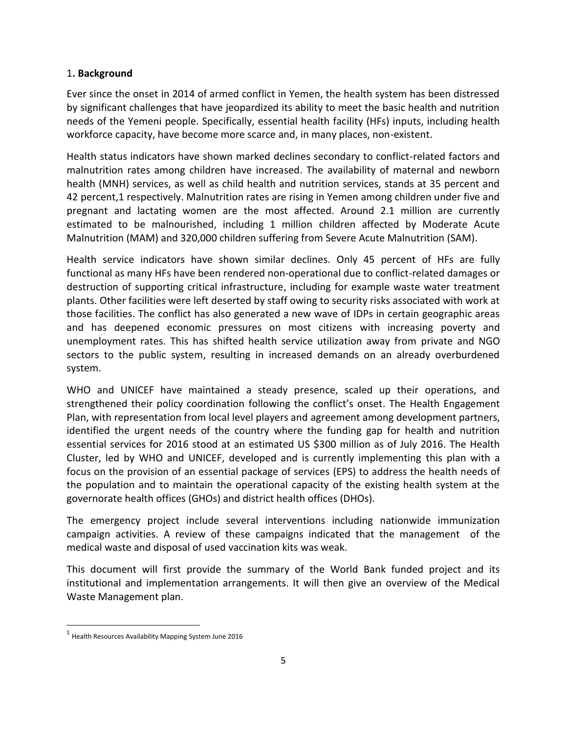## 1. Background

Ever since the onset in 2014 of armed conflict in Yemen, the health system has been distressed by significant challenges that have jeopardized its ability to meet the basic health and nutrition needs of the Yemeni people. Specifically, essential health facility (HFs) inputs, including health workforce capacity, have become more scarce and, in many places, non-existent.

Health status indicators have shown marked declines secondary to conflict-related factors and malnutrition rates among children have increased. The availability of maternal and newborn health (MNH) services, as well as child health and nutrition services, stands at 35 percent and 42 percent,[1] respectively. Malnutrition rates are rising in Yemen among children under five and pregnant and lactating women are the most affected. Around 2.1 million are currently estimated to be malnourished, including 1 million children affected by Moderate Acute Malnutrition (MAM) and 320,000 children suffering from Severe Acute Malnutrition (SAM).

Health service indicators have shown similar declines. Only 45 percent of HFs are fully functional as many HFs have been rendered non-operational due to conflict-related damages or destruction of supporting critical infrastructure, including for example waste water treatment plants. Other facilities were left deserted by staff owing to security risks associated with work at those facilities. The conflict has also generated a new wave of IDPs in certain geographic areas and has deepened economic pressures on most citizens with increasing poverty and unemployment rates. This has shifted health service utilization away from private and NGO sectors to the public system, resulting in increased demands on an already overburdened system.

WHO and UNICEF have maintained a steady presence, scaled up their operations, and strengthened their policy coordination following the conflict's onset. The Health Engagement Plan, with representation from local level players and agreement among development partners, identified the urgent needs of the country where the funding gap for health and nutrition essential services for 2016 stood at an estimated US $300 million as of July 2016. The Health Cluster, led by WHO and UNICEF, developed and is currently implementing this plan with a focus on the provision of an essential package of services (EPS) to address the health needs of the population and to maintain the operational capacity of the existing health system at the governorate health offices (GHOs) and district health offices (DHOs).

The emergency project include several interventions including nationwide immunization campaign activities. A review of these campaigns indicated that the management of the medical waste and disposal of used vaccination kits was weak.

This document will first provide the summary of the World Bank funded project and its institutional and implementation arrangements. It will then give an overview of the Medical Waste Management plan.

[1] Health Resources Availability Mapping System June 2016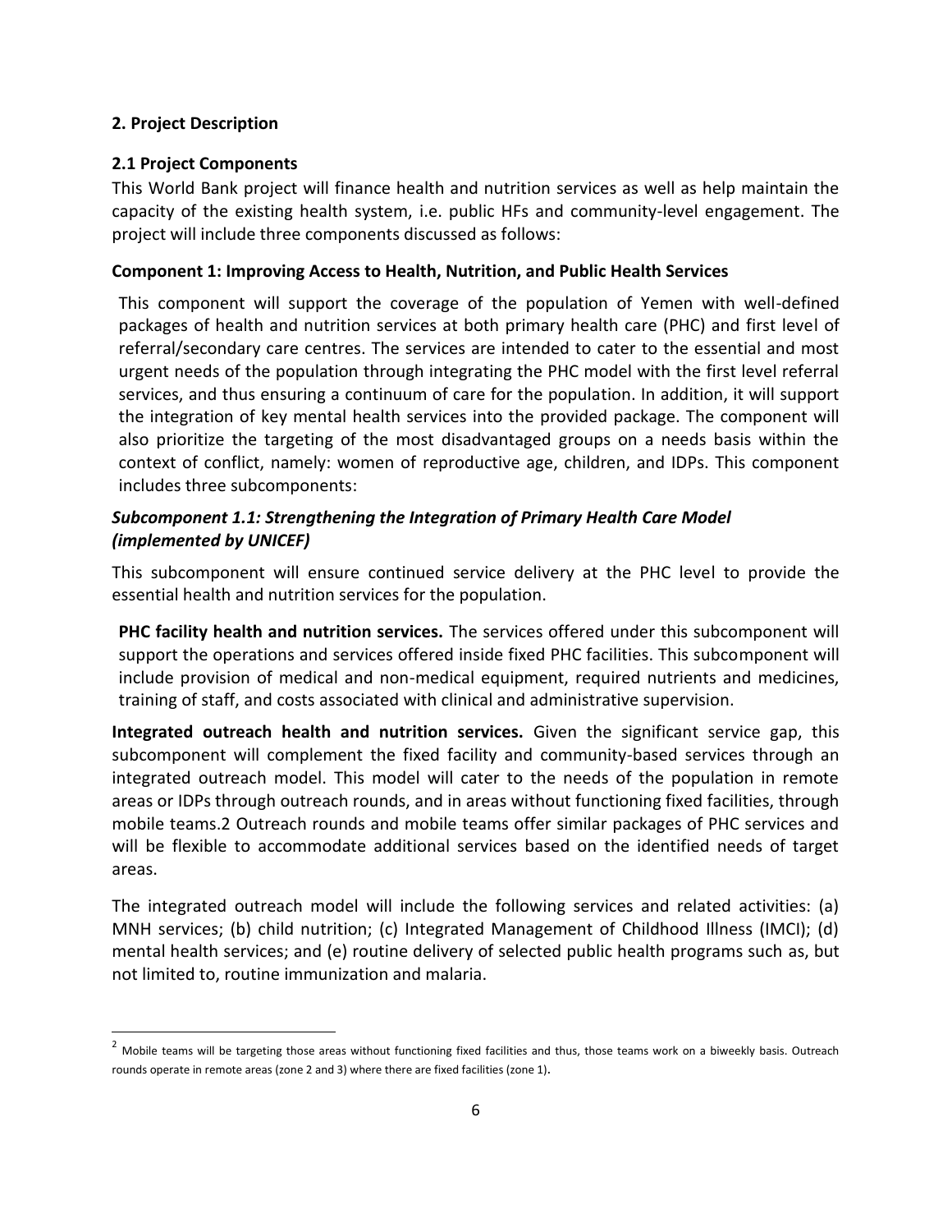## 2. Project Description

### 2.1 Project Components

This World Bank project will finance health and nutrition services as well as help maintain the capacity of the existing health system, i.e. public HFs and community-level engagement. The project will include three components discussed as follows:

#### Component 1: Improving Access to Health, Nutrition, and Public Health Services

This component will support the coverage of the population of Yemen with well-defined packages of health and nutrition services at both primary health care (PHC) and first level of referral/secondary care centres. The services are intended to cater to the essential and most urgent needs of the population through integrating the PHC model with the first level referral services, and thus ensuring a continuum of care for the population. In addition, it will support the integration of key mental health services into the provided package. The component will also prioritize the targeting of the most disadvantaged groups on a needs basis within the context of conflict, namely: women of reproductive age, children, and IDPs. This component includes three subcomponents:

#### *Subcomponent 1.1: Strengthening the Integration of Primary Health Care Model (implemented by UNICEF)*

This subcomponent will ensure continued service delivery at the PHC level to provide the essential health and nutrition services for the population.

**PHC facility health and nutrition services.** The services offered under this subcomponent will support the operations and services offered inside fixed PHC facilities. This subcomponent will include provision of medical and non-medical equipment, required nutrients and medicines, training of staff, and costs associated with clinical and administrative supervision.

**Integrated outreach health and nutrition services.** Given the significant service gap, this subcomponent will complement the fixed facility and community-based services through an integrated outreach model. This model will cater to the needs of the population in remote areas or IDPs through outreach rounds, and in areas without functioning fixed facilities, through mobile teams.[2] Outreach rounds and mobile teams offer similar packages of PHC services and will be flexible to accommodate additional services based on the identified needs of target areas.

The integrated outreach model will include the following services and related activities: (a) MNH services; (b) child nutrition; (c) Integrated Management of Childhood Illness (IMCI); (d) mental health services; and (e) routine delivery of selected public health programs such as, but not limited to, routine immunization and malaria.

---

[2] Mobile teams will be targeting those areas without functioning fixed facilities and thus, those teams work on a biweekly basis. Outreach rounds operate in remote areas (zone 2 and 3) where there are fixed facilities (zone 1).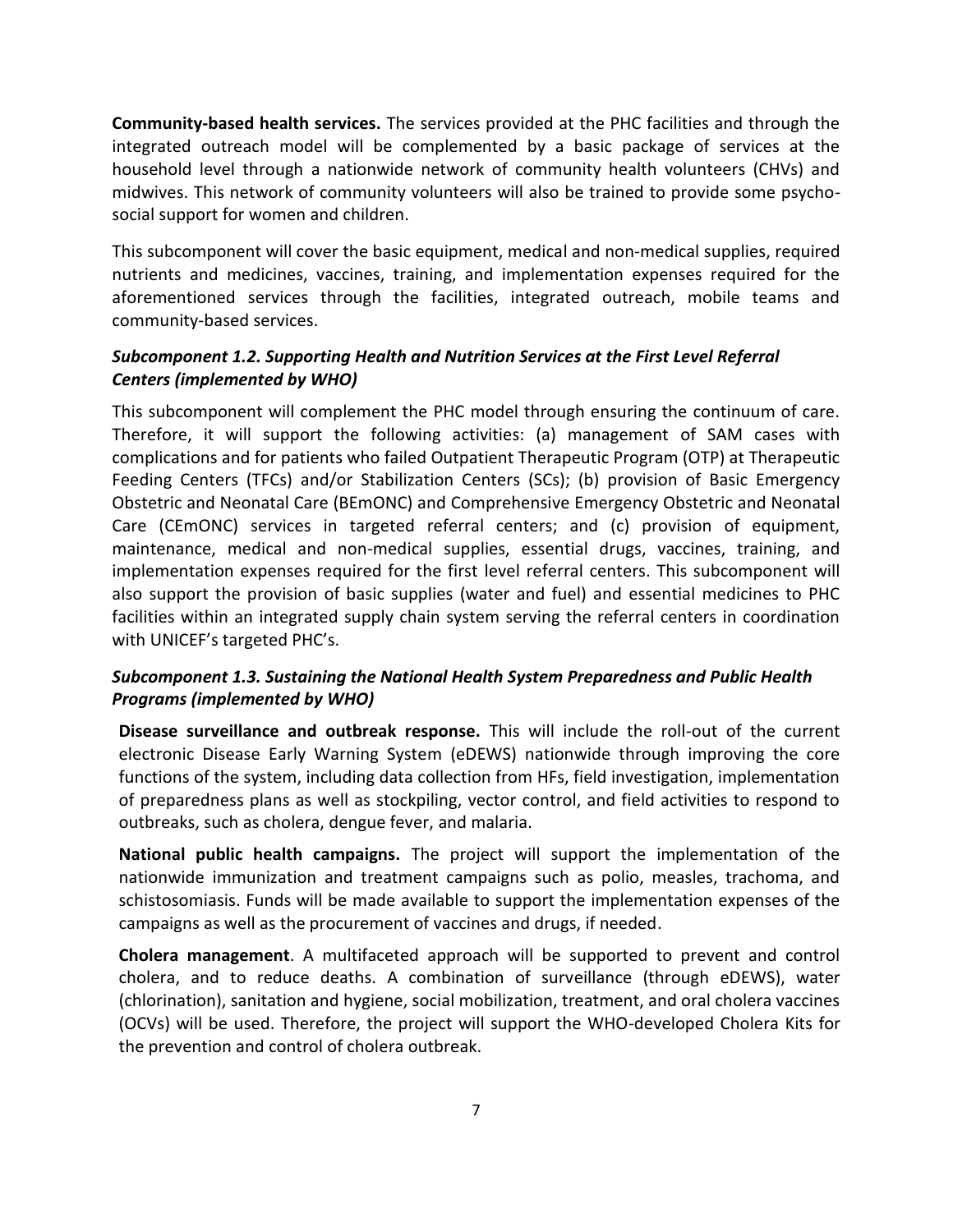**Community-based health services.** The services provided at the PHC facilities and through the integrated outreach model will be complemented by a basic package of services at the household level through a nationwide network of community health volunteers (CHVs) and midwives. This network of community volunteers will also be trained to provide some psycho-social support for women and children.

This subcomponent will cover the basic equipment, medical and non-medical supplies, required nutrients and medicines, vaccines, training, and implementation expenses required for the aforementioned services through the facilities, integrated outreach, mobile teams and community-based services.

### *Subcomponent 1.2. Supporting Health and Nutrition Services at the First Level Referral Centers (implemented by WHO)*

This subcomponent will complement the PHC model through ensuring the continuum of care. Therefore, it will support the following activities: (a) management of SAM cases with complications and for patients who failed Outpatient Therapeutic Program (OTP) at Therapeutic Feeding Centers (TFCs) and/or Stabilization Centers (SCs); (b) provision of Basic Emergency Obstetric and Neonatal Care (BEmONC) and Comprehensive Emergency Obstetric and Neonatal Care (CEmONC) services in targeted referral centers; and (c) provision of equipment, maintenance, medical and non-medical supplies, essential drugs, vaccines, training, and implementation expenses required for the first level referral centers. This subcomponent will also support the provision of basic supplies (water and fuel) and essential medicines to PHC facilities within an integrated supply chain system serving the referral centers in coordination with UNICEF's targeted PHC's.

### *Subcomponent 1.3. Sustaining the National Health System Preparedness and Public Health Programs (implemented by WHO)*

**Disease surveillance and outbreak response.** This will include the roll-out of the current electronic Disease Early Warning System (eDEWS) nationwide through improving the core functions of the system, including data collection from HFs, field investigation, implementation of preparedness plans as well as stockpiling, vector control, and field activities to respond to outbreaks, such as cholera, dengue fever, and malaria.

**National public health campaigns.** The project will support the implementation of the nationwide immunization and treatment campaigns such as polio, measles, trachoma, and schistosomiasis. Funds will be made available to support the implementation expenses of the campaigns as well as the procurement of vaccines and drugs, if needed.

**Cholera management**. A multifaceted approach will be supported to prevent and control cholera, and to reduce deaths. A combination of surveillance (through eDEWS), water (chlorination), sanitation and hygiene, social mobilization, treatment, and oral cholera vaccines (OCVs) will be used. Therefore, the project will support the WHO-developed Cholera Kits for the prevention and control of cholera outbreak.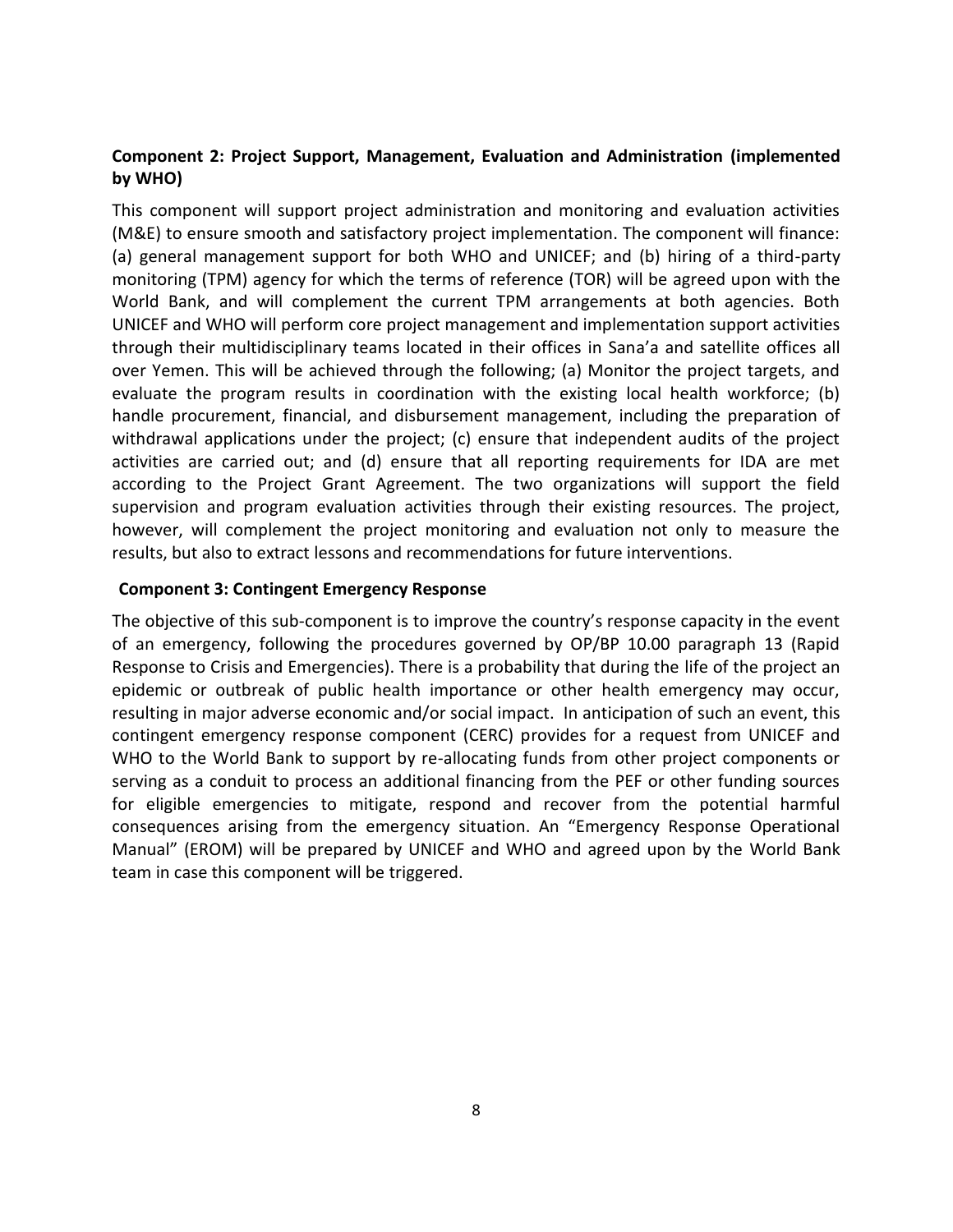**Component 2: Project Support, Management, Evaluation and Administration (implemented by WHO)**

This component will support project administration and monitoring and evaluation activities (M&E) to ensure smooth and satisfactory project implementation. The component will finance: (a) general management support for both WHO and UNICEF; and (b) hiring of a third-party monitoring (TPM) agency for which the terms of reference (TOR) will be agreed upon with the World Bank, and will complement the current TPM arrangements at both agencies. Both UNICEF and WHO will perform core project management and implementation support activities through their multidisciplinary teams located in their offices in Sana'a and satellite offices all over Yemen. This will be achieved through the following; (a) Monitor the project targets, and evaluate the program results in coordination with the existing local health workforce; (b) handle procurement, financial, and disbursement management, including the preparation of withdrawal applications under the project; (c) ensure that independent audits of the project activities are carried out; and (d) ensure that all reporting requirements for IDA are met according to the Project Grant Agreement. The two organizations will support the field supervision and program evaluation activities through their existing resources. The project, however, will complement the project monitoring and evaluation not only to measure the results, but also to extract lessons and recommendations for future interventions.

**Component 3: Contingent Emergency Response**

The objective of this sub-component is to improve the country's response capacity in the event of an emergency, following the procedures governed by OP/BP 10.00 paragraph 13 (Rapid Response to Crisis and Emergencies). There is a probability that during the life of the project an epidemic or outbreak of public health importance or other health emergency may occur, resulting in major adverse economic and/or social impact. In anticipation of such an event, this contingent emergency response component (CERC) provides for a request from UNICEF and WHO to the World Bank to support by re-allocating funds from other project components or serving as a conduit to process an additional financing from the PEF or other funding sources for eligible emergencies to mitigate, respond and recover from the potential harmful consequences arising from the emergency situation. An "Emergency Response Operational Manual" (EROM) will be prepared by UNICEF and WHO and agreed upon by the World Bank team in case this component will be triggered.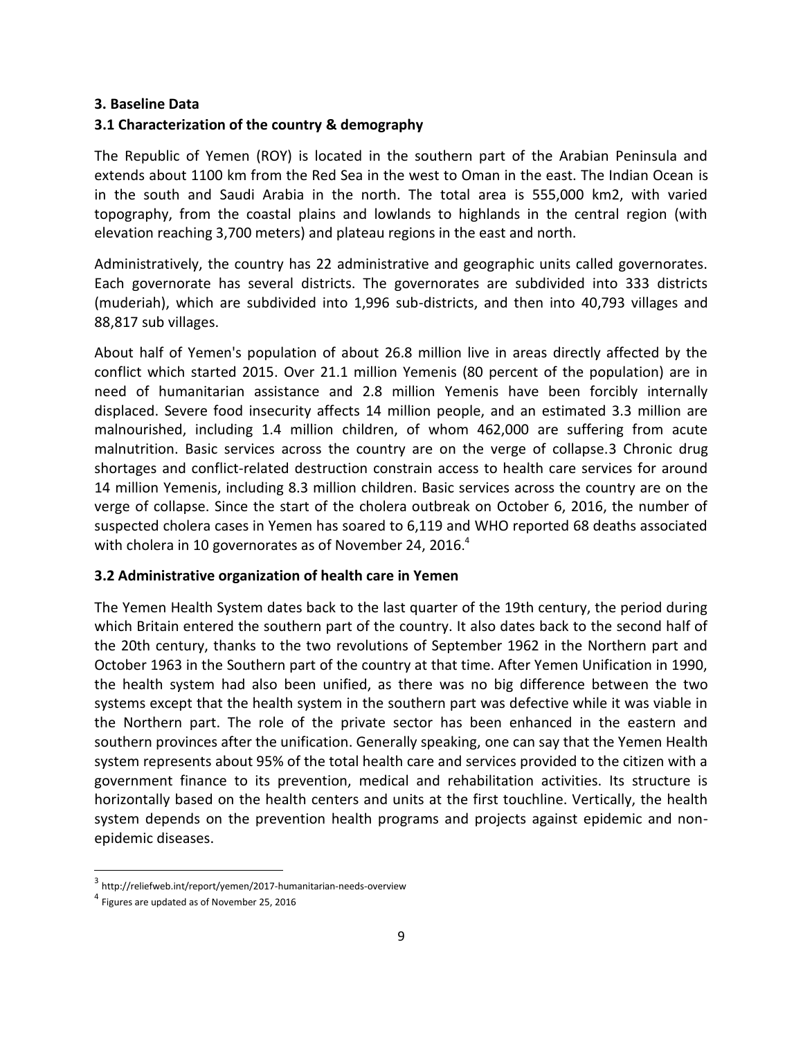## 3. Baseline Data

### 3.1 Characterization of the country & demography

The Republic of Yemen (ROY) is located in the southern part of the Arabian Peninsula and extends about 1100 km from the Red Sea in the west to Oman in the east. The Indian Ocean is in the south and Saudi Arabia in the north. The total area is 555,000 km2, with varied topography, from the coastal plains and lowlands to highlands in the central region (with elevation reaching 3,700 meters) and plateau regions in the east and north.

Administratively, the country has 22 administrative and geographic units called governorates. Each governorate has several districts. The governorates are subdivided into 333 districts (muderiah), which are subdivided into 1,996 sub-districts, and then into 40,793 villages and 88,817 sub villages.

About half of Yemen's population of about 26.8 million live in areas directly affected by the conflict which started 2015. Over 21.1 million Yemenis (80 percent of the population) are in need of humanitarian assistance and 2.8 million Yemenis have been forcibly internally displaced. Severe food insecurity affects 14 million people, and an estimated 3.3 million are malnourished, including 1.4 million children, of whom 462,000 are suffering from acute malnutrition. Basic services across the country are on the verge of collapse.3 Chronic drug shortages and conflict-related destruction constrain access to health care services for around 14 million Yemenis, including 8.3 million children. Basic services across the country are on the verge of collapse. Since the start of the cholera outbreak on October 6, 2016, the number of suspected cholera cases in Yemen has soared to 6,119 and WHO reported 68 deaths associated with cholera in 10 governorates as of November 24, 2016.[4]

### 3.2 Administrative organization of health care in Yemen

The Yemen Health System dates back to the last quarter of the 19th century, the period during which Britain entered the southern part of the country. It also dates back to the second half of the 20th century, thanks to the two revolutions of September 1962 in the Northern part and October 1963 in the Southern part of the country at that time. After Yemen Unification in 1990, the health system had also been unified, as there was no big difference between the two systems except that the health system in the southern part was defective while it was viable in the Northern part. The role of the private sector has been enhanced in the eastern and southern provinces after the unification. Generally speaking, one can say that the Yemen Health system represents about 95% of the total health care and services provided to the citizen with a government finance to its prevention, medical and rehabilitation activities. Its structure is horizontally based on the health centers and units at the first touchline. Vertically, the health system depends on the prevention health programs and projects against epidemic and non-epidemic diseases.

---

[3] http://reliefweb.int/report/yemen/2017-humanitarian-needs-overview

[4] Figures are updated as of November 25, 2016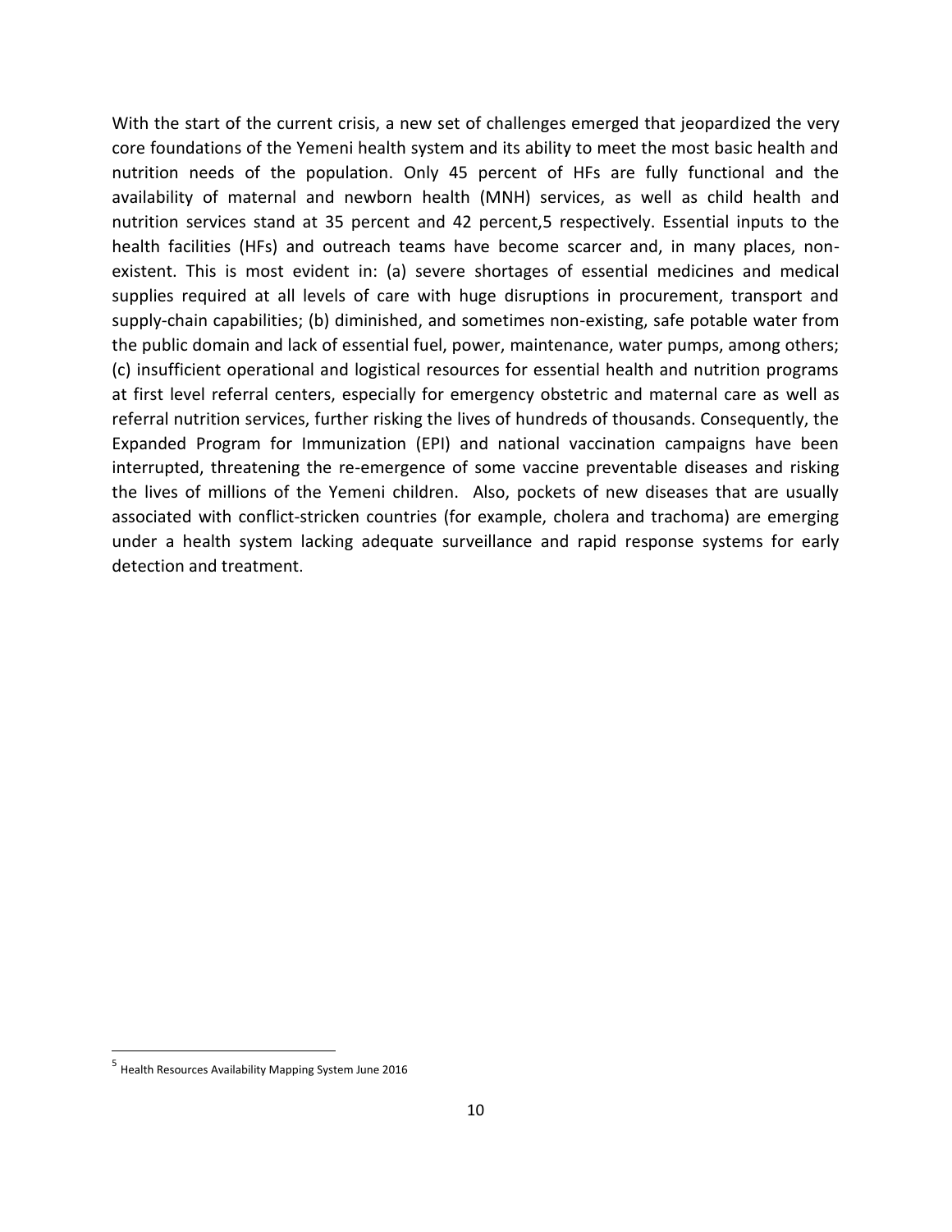With the start of the current crisis, a new set of challenges emerged that jeopardized the very core foundations of the Yemeni health system and its ability to meet the most basic health and nutrition needs of the population. Only 45 percent of HFs are fully functional and the availability of maternal and newborn health (MNH) services, as well as child health and nutrition services stand at 35 percent and 42 percent,[5] respectively. Essential inputs to the health facilities (HFs) and outreach teams have become scarcer and, in many places, non-existent. This is most evident in: (a) severe shortages of essential medicines and medical supplies required at all levels of care with huge disruptions in procurement, transport and supply-chain capabilities; (b) diminished, and sometimes non-existing, safe potable water from the public domain and lack of essential fuel, power, maintenance, water pumps, among others; (c) insufficient operational and logistical resources for essential health and nutrition programs at first level referral centers, especially for emergency obstetric and maternal care as well as referral nutrition services, further risking the lives of hundreds of thousands. Consequently, the Expanded Program for Immunization (EPI) and national vaccination campaigns have been interrupted, threatening the re-emergence of some vaccine preventable diseases and risking the lives of millions of the Yemeni children. Also, pockets of new diseases that are usually associated with conflict-stricken countries (for example, cholera and trachoma) are emerging under a health system lacking adequate surveillance and rapid response systems for early detection and treatment.

---

[5] Health Resources Availability Mapping System June 2016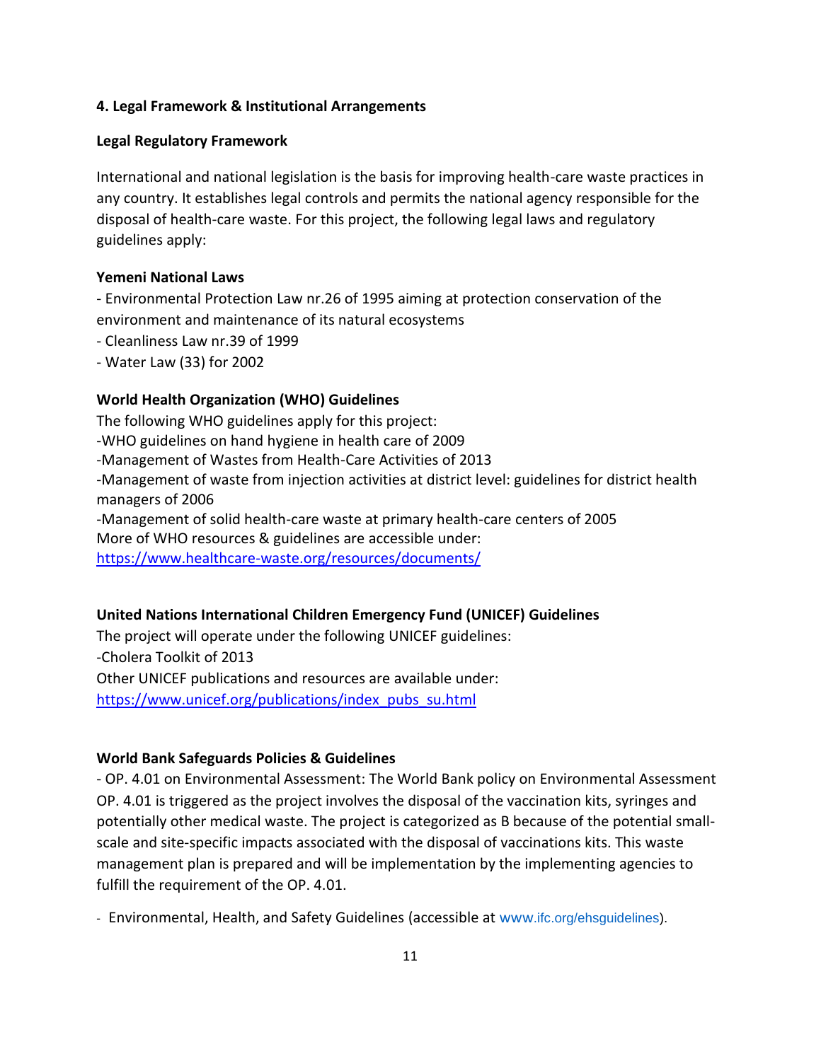## 4. Legal Framework & Institutional Arrangements

### Legal Regulatory Framework

International and national legislation is the basis for improving health-care waste practices in any country. It establishes legal controls and permits the national agency responsible for the disposal of health-care waste. For this project, the following legal laws and regulatory guidelines apply:

### Yemeni National Laws

- Environmental Protection Law nr.26 of 1995 aiming at protection conservation of the environment and maintenance of its natural ecosystems
- Cleanliness Law nr.39 of 1999
- Water Law (33) for 2002

### World Health Organization (WHO) Guidelines

The following WHO guidelines apply for this project:

- WHO guidelines on hand hygiene in health care of 2009
- Management of Wastes from Health-Care Activities of 2013
- Management of waste from injection activities at district level: guidelines for district health managers of 2006
- Management of solid health-care waste at primary health-care centers of 2005

More of WHO resources & guidelines are accessible under:
https://www.healthcare-waste.org/resources/documents/

### United Nations International Children Emergency Fund (UNICEF) Guidelines

The project will operate under the following UNICEF guidelines:

- Cholera Toolkit of 2013

Other UNICEF publications and resources are available under:
https://www.unicef.org/publications/index_pubs_su.html

### World Bank Safeguards Policies & Guidelines

- OP. 4.01 on Environmental Assessment: The World Bank policy on Environmental Assessment OP. 4.01 is triggered as the project involves the disposal of the vaccination kits, syringes and potentially other medical waste. The project is categorized as B because of the potential small-scale and site-specific impacts associated with the disposal of vaccinations kits. This waste management plan is prepared and will be implementation by the implementing agencies to fulfill the requirement of the OP. 4.01.

- Environmental, Health, and Safety Guidelines (accessible at www.ifc.org/ehsguidelines).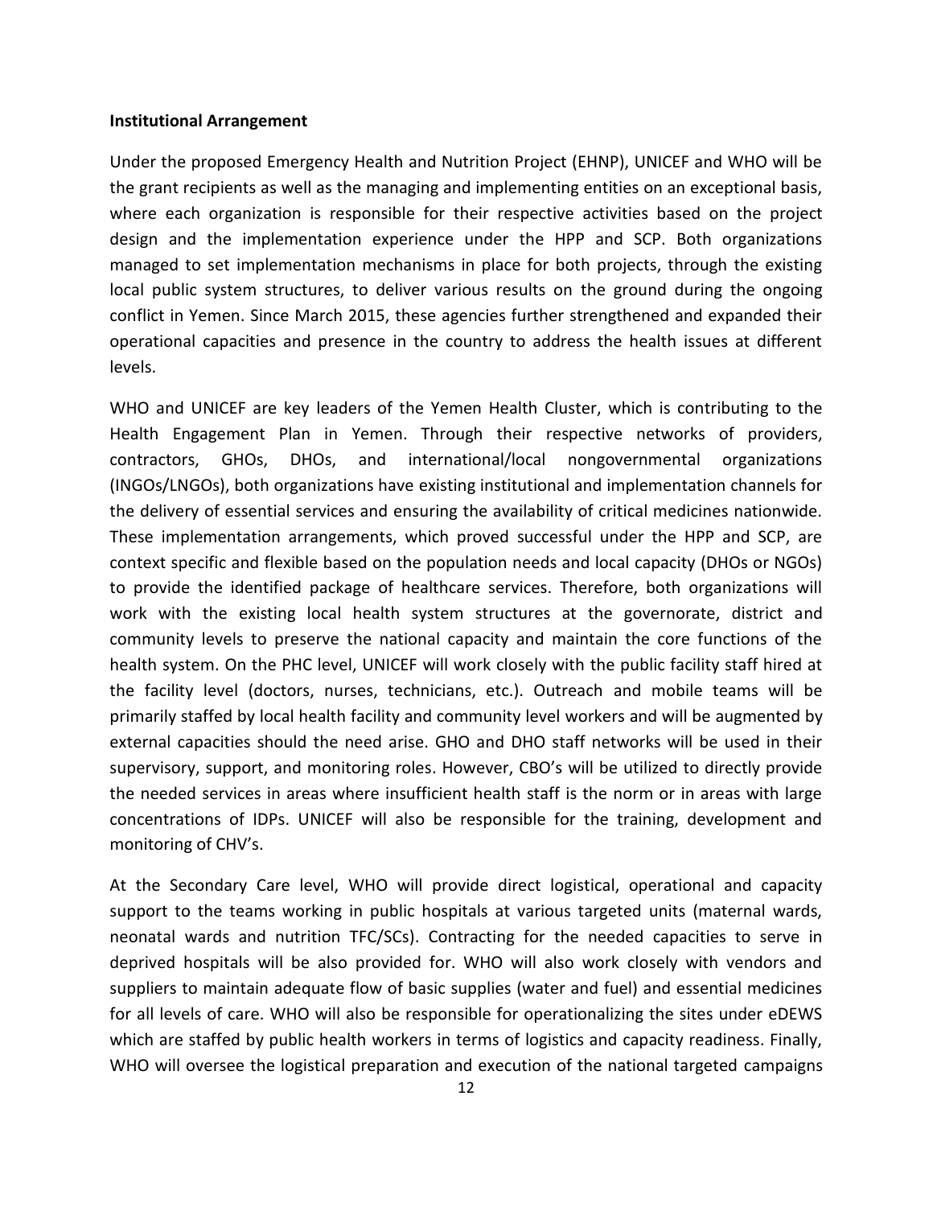**Institutional Arrangement**

Under the proposed Emergency Health and Nutrition Project (EHNP), UNICEF and WHO will be the grant recipients as well as the managing and implementing entities on an exceptional basis, where each organization is responsible for their respective activities based on the project design and the implementation experience under the HPP and SCP. Both organizations managed to set implementation mechanisms in place for both projects, through the existing local public system structures, to deliver various results on the ground during the ongoing conflict in Yemen. Since March 2015, these agencies further strengthened and expanded their operational capacities and presence in the country to address the health issues at different levels.

WHO and UNICEF are key leaders of the Yemen Health Cluster, which is contributing to the Health Engagement Plan in Yemen. Through their respective networks of providers, contractors, GHOs, DHOs, and international/local nongovernmental organizations (INGOs/LNGOs), both organizations have existing institutional and implementation channels for the delivery of essential services and ensuring the availability of critical medicines nationwide. These implementation arrangements, which proved successful under the HPP and SCP, are context specific and flexible based on the population needs and local capacity (DHOs or NGOs) to provide the identified package of healthcare services. Therefore, both organizations will work with the existing local health system structures at the governorate, district and community levels to preserve the national capacity and maintain the core functions of the health system. On the PHC level, UNICEF will work closely with the public facility staff hired at the facility level (doctors, nurses, technicians, etc.). Outreach and mobile teams will be primarily staffed by local health facility and community level workers and will be augmented by external capacities should the need arise. GHO and DHO staff networks will be used in their supervisory, support, and monitoring roles. However, CBO's will be utilized to directly provide the needed services in areas where insufficient health staff is the norm or in areas with large concentrations of IDPs. UNICEF will also be responsible for the training, development and monitoring of CHV's.

At the Secondary Care level, WHO will provide direct logistical, operational and capacity support to the teams working in public hospitals at various targeted units (maternal wards, neonatal wards and nutrition TFC/SCs). Contracting for the needed capacities to serve in deprived hospitals will be also provided for. WHO will also work closely with vendors and suppliers to maintain adequate flow of basic supplies (water and fuel) and essential medicines for all levels of care. WHO will also be responsible for operationalizing the sites under eDEWS which are staffed by public health workers in terms of logistics and capacity readiness. Finally, WHO will oversee the logistical preparation and execution of the national targeted campaigns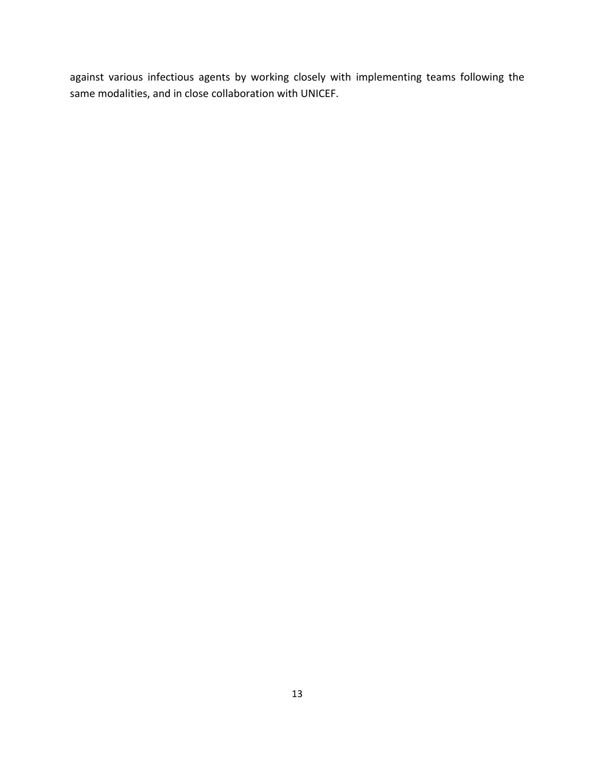against various infectious agents by working closely with implementing teams following the same modalities, and in close collaboration with UNICEF.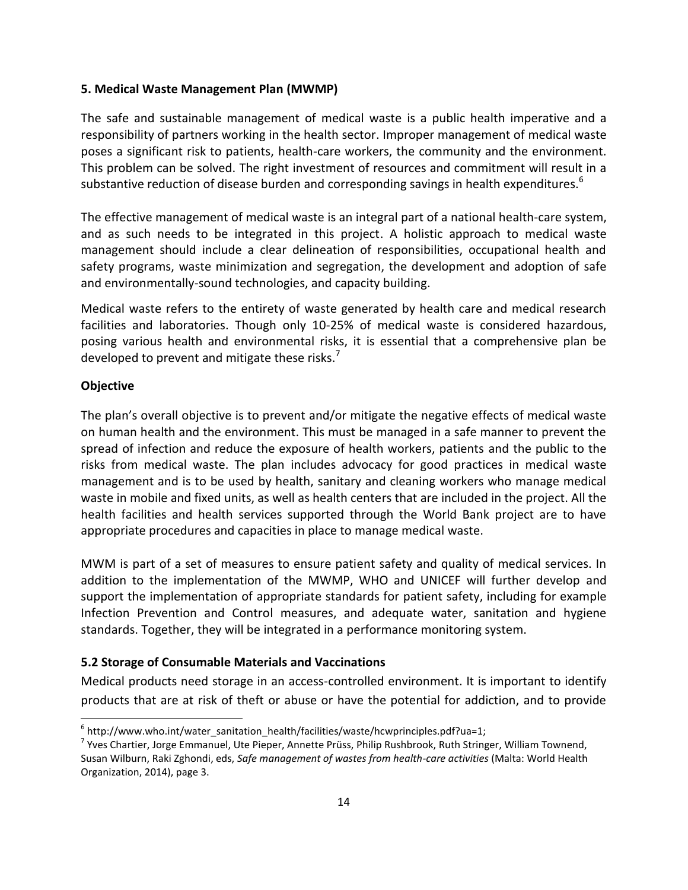## 5. Medical Waste Management Plan (MWMP)

The safe and sustainable management of medical waste is a public health imperative and a responsibility of partners working in the health sector. Improper management of medical waste poses a significant risk to patients, health-care workers, the community and the environment. This problem can be solved. The right investment of resources and commitment will result in a substantive reduction of disease burden and corresponding savings in health expenditures.[6]

The effective management of medical waste is an integral part of a national health-care system, and as such needs to be integrated in this project. A holistic approach to medical waste management should include a clear delineation of responsibilities, occupational health and safety programs, waste minimization and segregation, the development and adoption of safe and environmentally-sound technologies, and capacity building.

Medical waste refers to the entirety of waste generated by health care and medical research facilities and laboratories. Though only 10-25% of medical waste is considered hazardous, posing various health and environmental risks, it is essential that a comprehensive plan be developed to prevent and mitigate these risks.[7]

### Objective

The plan's overall objective is to prevent and/or mitigate the negative effects of medical waste on human health and the environment. This must be managed in a safe manner to prevent the spread of infection and reduce the exposure of health workers, patients and the public to the risks from medical waste. The plan includes advocacy for good practices in medical waste management and is to be used by health, sanitary and cleaning workers who manage medical waste in mobile and fixed units, as well as health centers that are included in the project. All the health facilities and health services supported through the World Bank project are to have appropriate procedures and capacities in place to manage medical waste.

MWM is part of a set of measures to ensure patient safety and quality of medical services. In addition to the implementation of the MWMP, WHO and UNICEF will further develop and support the implementation of appropriate standards for patient safety, including for example Infection Prevention and Control measures, and adequate water, sanitation and hygiene standards. Together, they will be integrated in a performance monitoring system.

### 5.2 Storage of Consumable Materials and Vaccinations

Medical products need storage in an access-controlled environment. It is important to identify products that are at risk of theft or abuse or have the potential for addiction, and to provide

---

[6] http://www.who.int/water_sanitation_health/facilities/waste/hcwprinciples.pdf?ua=1;

[7] Yves Chartier, Jorge Emmanuel, Ute Pieper, Annette Prüss, Philip Rushbrook, Ruth Stringer, William Townend, Susan Wilburn, Raki Zghondi, eds, *Safe management of wastes from health-care activities* (Malta: World Health Organization, 2014), page 3.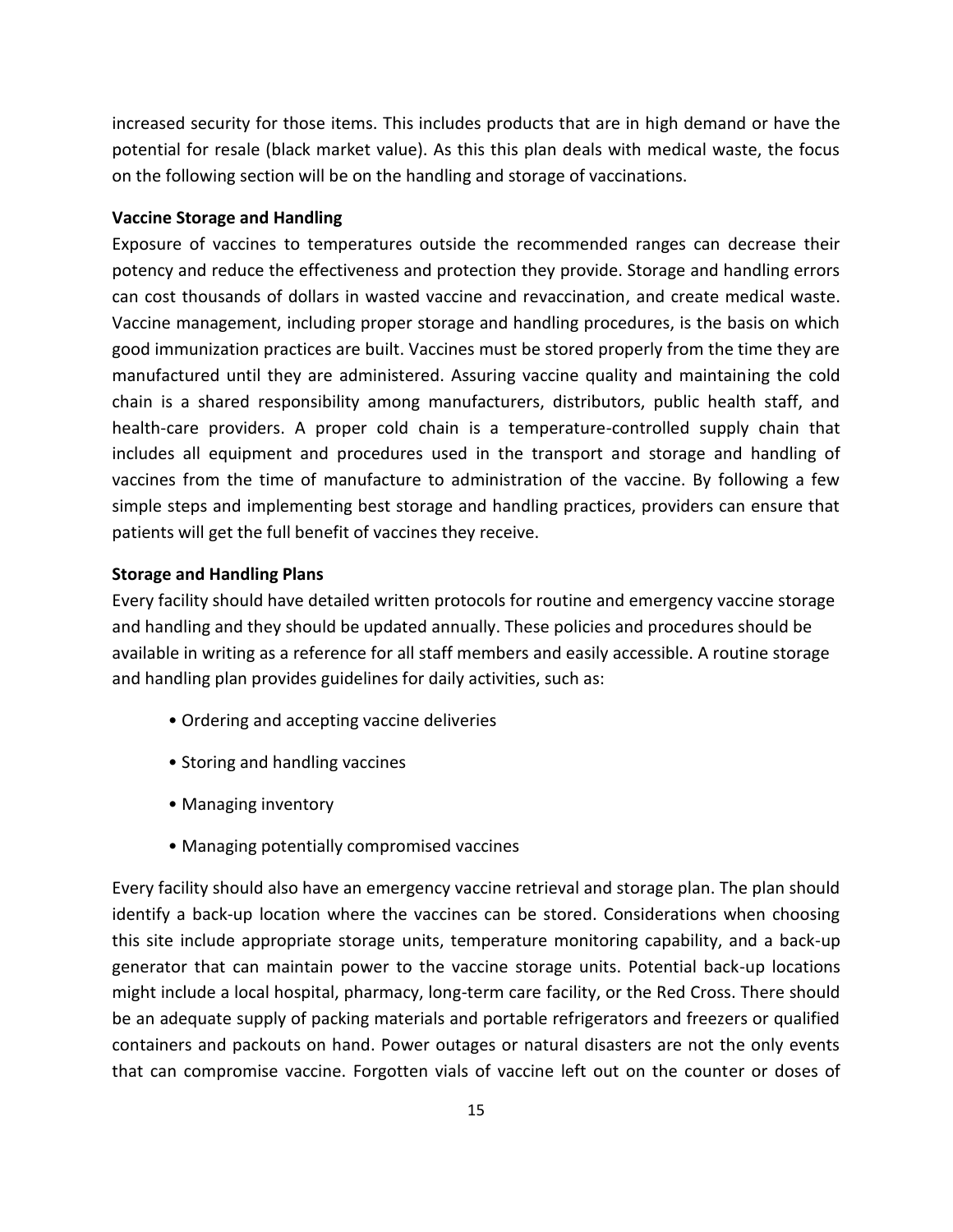increased security for those items. This includes products that are in high demand or have the potential for resale (black market value). As this this plan deals with medical waste, the focus on the following section will be on the handling and storage of vaccinations.

**Vaccine Storage and Handling**

Exposure of vaccines to temperatures outside the recommended ranges can decrease their potency and reduce the effectiveness and protection they provide. Storage and handling errors can cost thousands of dollars in wasted vaccine and revaccination, and create medical waste. Vaccine management, including proper storage and handling procedures, is the basis on which good immunization practices are built. Vaccines must be stored properly from the time they are manufactured until they are administered. Assuring vaccine quality and maintaining the cold chain is a shared responsibility among manufacturers, distributors, public health staff, and health-care providers. A proper cold chain is a temperature-controlled supply chain that includes all equipment and procedures used in the transport and storage and handling of vaccines from the time of manufacture to administration of the vaccine. By following a few simple steps and implementing best storage and handling practices, providers can ensure that patients will get the full benefit of vaccines they receive.

**Storage and Handling Plans**

Every facility should have detailed written protocols for routine and emergency vaccine storage and handling and they should be updated annually. These policies and procedures should be available in writing as a reference for all staff members and easily accessible. A routine storage and handling plan provides guidelines for daily activities, such as:

- Ordering and accepting vaccine deliveries
- Storing and handling vaccines
- Managing inventory
- Managing potentially compromised vaccines

Every facility should also have an emergency vaccine retrieval and storage plan. The plan should identify a back-up location where the vaccines can be stored. Considerations when choosing this site include appropriate storage units, temperature monitoring capability, and a back-up generator that can maintain power to the vaccine storage units. Potential back-up locations might include a local hospital, pharmacy, long-term care facility, or the Red Cross. There should be an adequate supply of packing materials and portable refrigerators and freezers or qualified containers and packouts on hand. Power outages or natural disasters are not the only events that can compromise vaccine. Forgotten vials of vaccine left out on the counter or doses of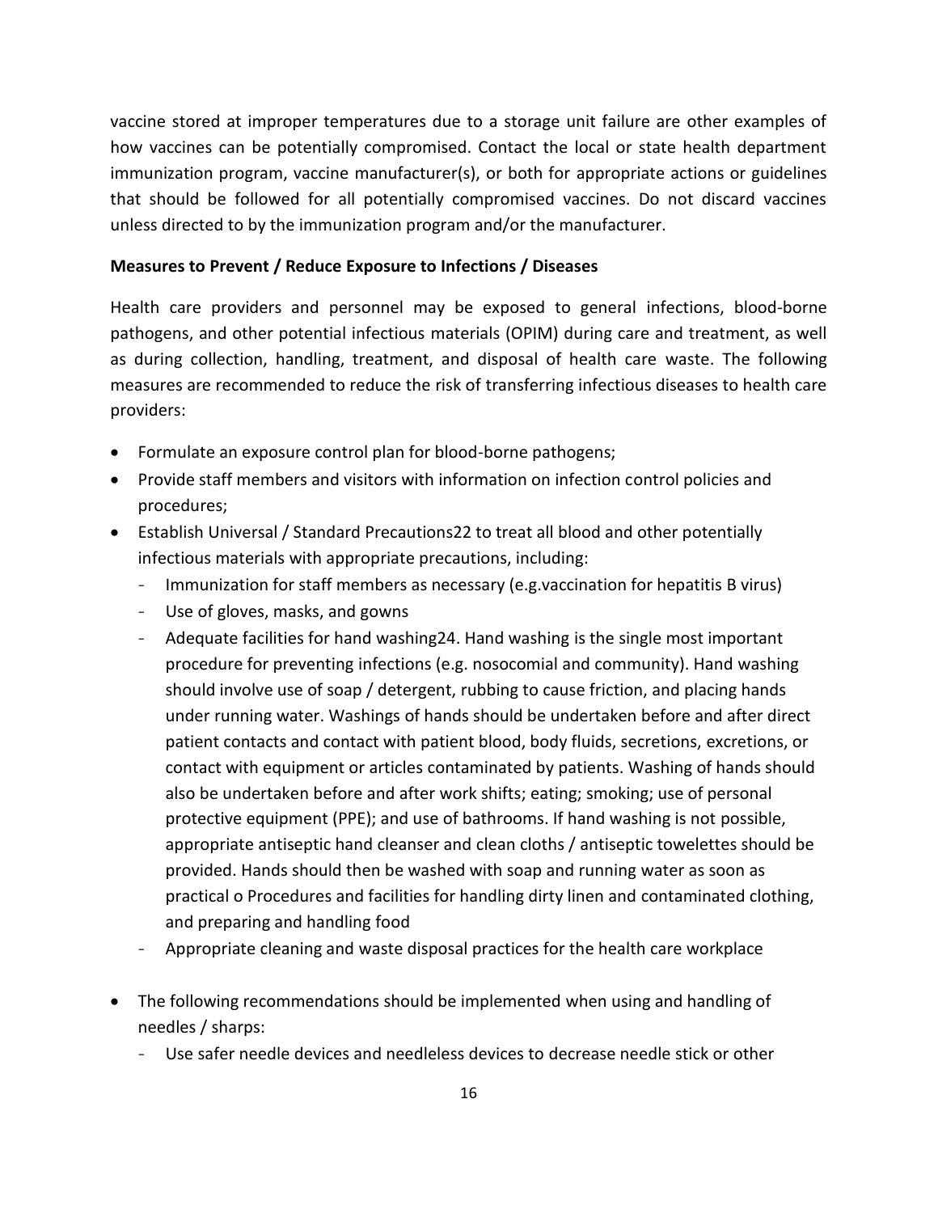vaccine stored at improper temperatures due to a storage unit failure are other examples of how vaccines can be potentially compromised. Contact the local or state health department immunization program, vaccine manufacturer(s), or both for appropriate actions or guidelines that should be followed for all potentially compromised vaccines. Do not discard vaccines unless directed to by the immunization program and/or the manufacturer.

**Measures to Prevent / Reduce Exposure to Infections / Diseases**

Health care providers and personnel may be exposed to general infections, blood-borne pathogens, and other potential infectious materials (OPIM) during care and treatment, as well as during collection, handling, treatment, and disposal of health care waste. The following measures are recommended to reduce the risk of transferring infectious diseases to health care providers:

- Formulate an exposure control plan for blood-borne pathogens;
- Provide staff members and visitors with information on infection control policies and procedures;
- Establish Universal / Standard Precautions22 to treat all blood and other potentially infectious materials with appropriate precautions, including:
  - Immunization for staff members as necessary (e.g.vaccination for hepatitis B virus)
  - Use of gloves, masks, and gowns
  - Adequate facilities for hand washing24. Hand washing is the single most important procedure for preventing infections (e.g. nosocomial and community). Hand washing should involve use of soap / detergent, rubbing to cause friction, and placing hands under running water. Washings of hands should be undertaken before and after direct patient contacts and contact with patient blood, body fluids, secretions, excretions, or contact with equipment or articles contaminated by patients. Washing of hands should also be undertaken before and after work shifts; eating; smoking; use of personal protective equipment (PPE); and use of bathrooms. If hand washing is not possible, appropriate antiseptic hand cleanser and clean cloths / antiseptic towelettes should be provided. Hands should then be washed with soap and running water as soon as practical o Procedures and facilities for handling dirty linen and contaminated clothing, and preparing and handling food
  - Appropriate cleaning and waste disposal practices for the health care workplace
- The following recommendations should be implemented when using and handling of needles / sharps:
  - Use safer needle devices and needleless devices to decrease needle stick or other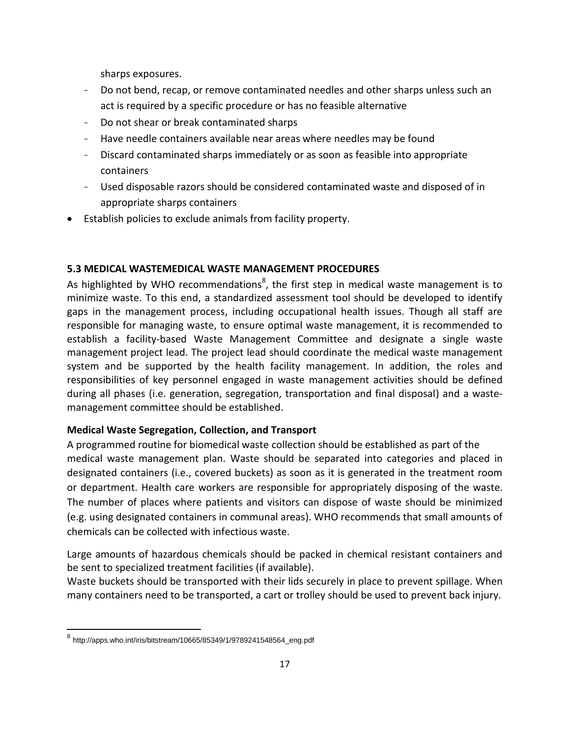sharps exposures.

- Do not bend, recap, or remove contaminated needles and other sharps unless such an act is required by a specific procedure or has no feasible alternative
- Do not shear or break contaminated sharps
- Have needle containers available near areas where needles may be found
- Discard contaminated sharps immediately or as soon as feasible into appropriate containers
- Used disposable razors should be considered contaminated waste and disposed of in appropriate sharps containers

- Establish policies to exclude animals from facility property.

### 5.3 MEDICAL WASTEMEDICAL WASTE MANAGEMENT PROCEDURES

As highlighted by WHO recommendations[8], the first step in medical waste management is to minimize waste. To this end, a standardized assessment tool should be developed to identify gaps in the management process, including occupational health issues. Though all staff are responsible for managing waste, to ensure optimal waste management, it is recommended to establish a facility-based Waste Management Committee and designate a single waste management project lead. The project lead should coordinate the medical waste management system and be supported by the health facility management. In addition, the roles and responsibilities of key personnel engaged in waste management activities should be defined during all phases (i.e. generation, segregation, transportation and final disposal) and a waste-management committee should be established.

**Medical Waste Segregation, Collection, and Transport**

A programmed routine for biomedical waste collection should be established as part of the medical waste management plan. Waste should be separated into categories and placed in designated containers (i.e., covered buckets) as soon as it is generated in the treatment room or department. Health care workers are responsible for appropriately disposing of the waste. The number of places where patients and visitors can dispose of waste should be minimized (e.g. using designated containers in communal areas). WHO recommends that small amounts of chemicals can be collected with infectious waste.

Large amounts of hazardous chemicals should be packed in chemical resistant containers and be sent to specialized treatment facilities (if available).

Waste buckets should be transported with their lids securely in place to prevent spillage. When many containers need to be transported, a cart or trolley should be used to prevent back injury.

[8] http://apps.who.int/iris/bitstream/10665/85349/1/9789241548564_eng.pdf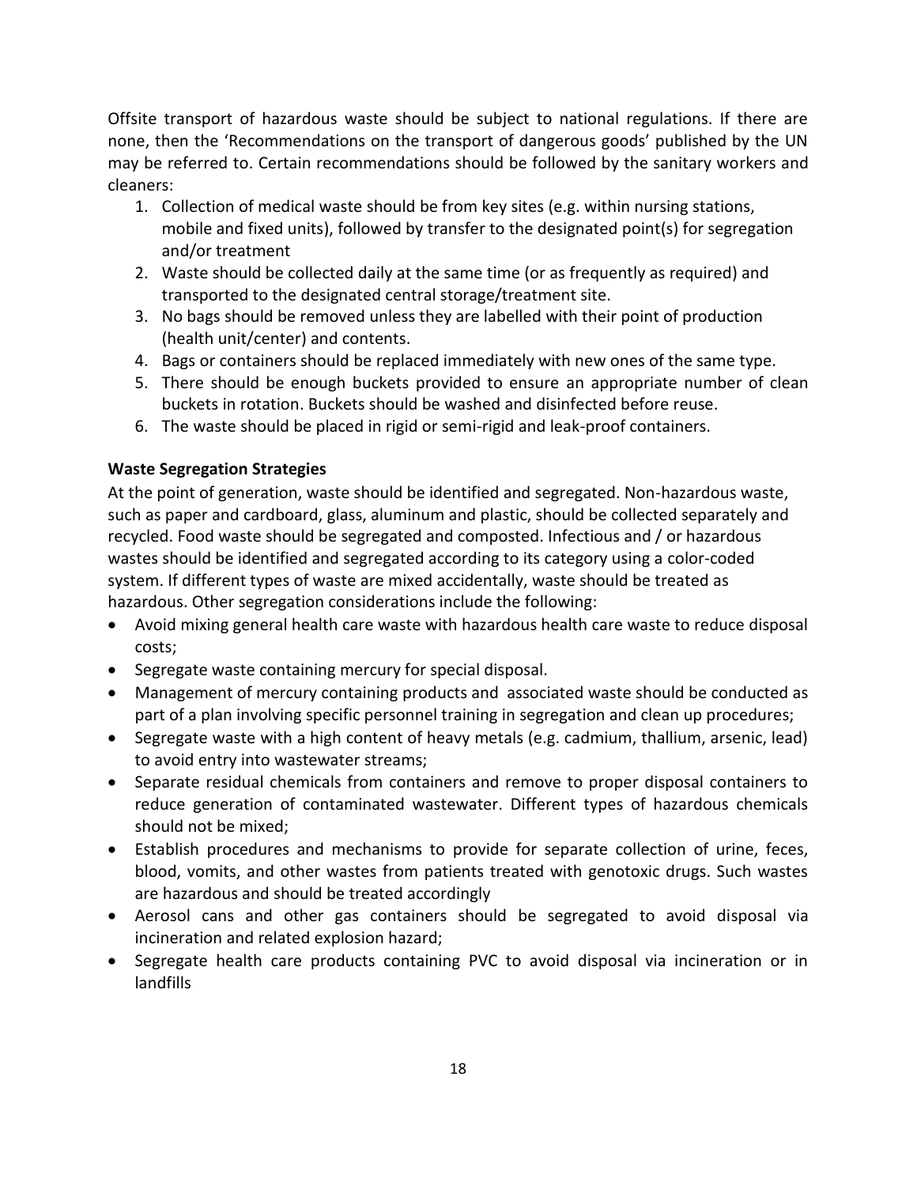Offsite transport of hazardous waste should be subject to national regulations. If there are none, then the 'Recommendations on the transport of dangerous goods' published by the UN may be referred to. Certain recommendations should be followed by the sanitary workers and cleaners:

1. Collection of medical waste should be from key sites (e.g. within nursing stations, mobile and fixed units), followed by transfer to the designated point(s) for segregation and/or treatment
2. Waste should be collected daily at the same time (or as frequently as required) and transported to the designated central storage/treatment site.
3. No bags should be removed unless they are labelled with their point of production (health unit/center) and contents.
4. Bags or containers should be replaced immediately with new ones of the same type.
5. There should be enough buckets provided to ensure an appropriate number of clean buckets in rotation. Buckets should be washed and disinfected before reuse.
6. The waste should be placed in rigid or semi-rigid and leak-proof containers.

**Waste Segregation Strategies**

At the point of generation, waste should be identified and segregated. Non-hazardous waste, such as paper and cardboard, glass, aluminum and plastic, should be collected separately and recycled. Food waste should be segregated and composted. Infectious and / or hazardous wastes should be identified and segregated according to its category using a color-coded system. If different types of waste are mixed accidentally, waste should be treated as hazardous. Other segregation considerations include the following:

- Avoid mixing general health care waste with hazardous health care waste to reduce disposal costs;
- Segregate waste containing mercury for special disposal.
- Management of mercury containing products and associated waste should be conducted as part of a plan involving specific personnel training in segregation and clean up procedures;
- Segregate waste with a high content of heavy metals (e.g. cadmium, thallium, arsenic, lead) to avoid entry into wastewater streams;
- Separate residual chemicals from containers and remove to proper disposal containers to reduce generation of contaminated wastewater. Different types of hazardous chemicals should not be mixed;
- Establish procedures and mechanisms to provide for separate collection of urine, feces, blood, vomits, and other wastes from patients treated with genotoxic drugs. Such wastes are hazardous and should be treated accordingly
- Aerosol cans and other gas containers should be segregated to avoid disposal via incineration and related explosion hazard;
- Segregate health care products containing PVC to avoid disposal via incineration or in landfills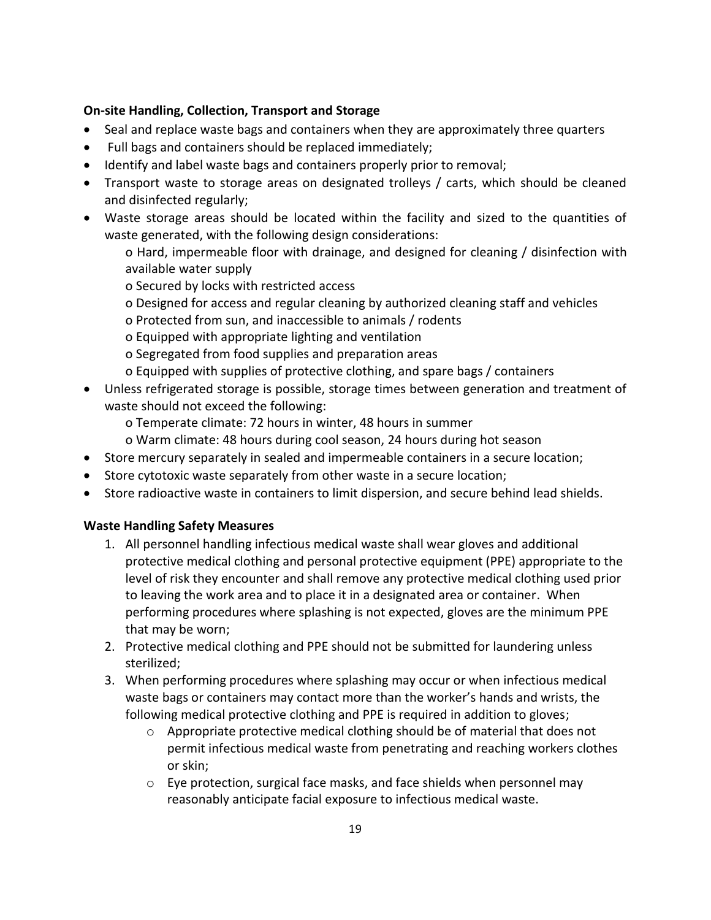**On-site Handling, Collection, Transport and Storage**

- Seal and replace waste bags and containers when they are approximately three quarters
- Full bags and containers should be replaced immediately;
- Identify and label waste bags and containers properly prior to removal;
- Transport waste to storage areas on designated trolleys / carts, which should be cleaned and disinfected regularly;
- Waste storage areas should be located within the facility and sized to the quantities of waste generated, with the following design considerations:
  - o Hard, impermeable floor with drainage, and designed for cleaning / disinfection with available water supply
  - o Secured by locks with restricted access
  - o Designed for access and regular cleaning by authorized cleaning staff and vehicles
  - o Protected from sun, and inaccessible to animals / rodents
  - o Equipped with appropriate lighting and ventilation
  - o Segregated from food supplies and preparation areas
  - o Equipped with supplies of protective clothing, and spare bags / containers
- Unless refrigerated storage is possible, storage times between generation and treatment of waste should not exceed the following:
  - o Temperate climate: 72 hours in winter, 48 hours in summer
  - o Warm climate: 48 hours during cool season, 24 hours during hot season
- Store mercury separately in sealed and impermeable containers in a secure location;
- Store cytotoxic waste separately from other waste in a secure location;
- Store radioactive waste in containers to limit dispersion, and secure behind lead shields.

**Waste Handling Safety Measures**

1. All personnel handling infectious medical waste shall wear gloves and additional protective medical clothing and personal protective equipment (PPE) appropriate to the level of risk they encounter and shall remove any protective medical clothing used prior to leaving the work area and to place it in a designated area or container. When performing procedures where splashing is not expected, gloves are the minimum PPE that may be worn;
2. Protective medical clothing and PPE should not be submitted for laundering unless sterilized;
3. When performing procedures where splashing may occur or when infectious medical waste bags or containers may contact more than the worker's hands and wrists, the following medical protective clothing and PPE is required in addition to gloves;
   - o Appropriate protective medical clothing should be of material that does not permit infectious medical waste from penetrating and reaching workers clothes or skin;
   - o Eye protection, surgical face masks, and face shields when personnel may reasonably anticipate facial exposure to infectious medical waste.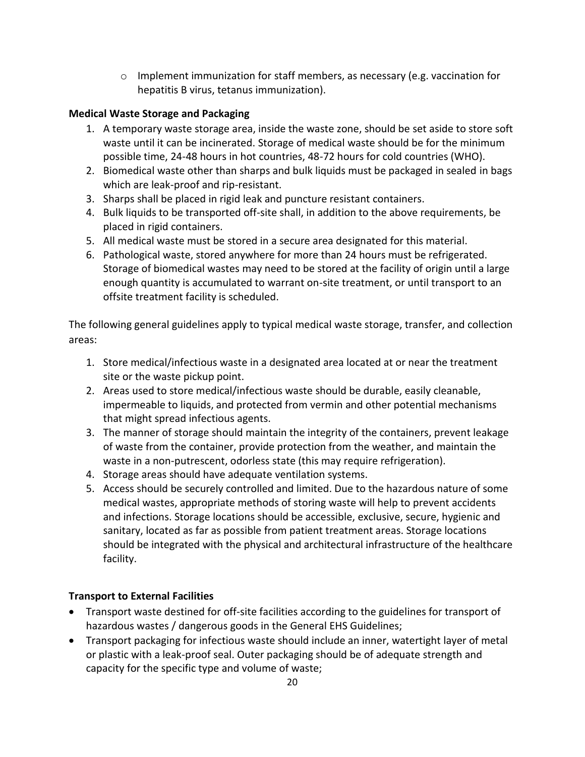- Implement immunization for staff members, as necessary (e.g. vaccination for hepatitis B virus, tetanus immunization).

**Medical Waste Storage and Packaging**

1. A temporary waste storage area, inside the waste zone, should be set aside to store soft waste until it can be incinerated. Storage of medical waste should be for the minimum possible time, 24-48 hours in hot countries, 48-72 hours for cold countries (WHO).
2. Biomedical waste other than sharps and bulk liquids must be packaged in sealed in bags which are leak-proof and rip-resistant.
3. Sharps shall be placed in rigid leak and puncture resistant containers.
4. Bulk liquids to be transported off-site shall, in addition to the above requirements, be placed in rigid containers.
5. All medical waste must be stored in a secure area designated for this material.
6. Pathological waste, stored anywhere for more than 24 hours must be refrigerated. Storage of biomedical wastes may need to be stored at the facility of origin until a large enough quantity is accumulated to warrant on-site treatment, or until transport to an offsite treatment facility is scheduled.

The following general guidelines apply to typical medical waste storage, transfer, and collection areas:

1. Store medical/infectious waste in a designated area located at or near the treatment site or the waste pickup point.
2. Areas used to store medical/infectious waste should be durable, easily cleanable, impermeable to liquids, and protected from vermin and other potential mechanisms that might spread infectious agents.
3. The manner of storage should maintain the integrity of the containers, prevent leakage of waste from the container, provide protection from the weather, and maintain the waste in a non-putrescent, odorless state (this may require refrigeration).
4. Storage areas should have adequate ventilation systems.
5. Access should be securely controlled and limited. Due to the hazardous nature of some medical wastes, appropriate methods of storing waste will help to prevent accidents and infections. Storage locations should be accessible, exclusive, secure, hygienic and sanitary, located as far as possible from patient treatment areas. Storage locations should be integrated with the physical and architectural infrastructure of the healthcare facility.

**Transport to External Facilities**

- Transport waste destined for off-site facilities according to the guidelines for transport of hazardous wastes / dangerous goods in the General EHS Guidelines;
- Transport packaging for infectious waste should include an inner, watertight layer of metal or plastic with a leak-proof seal. Outer packaging should be of adequate strength and capacity for the specific type and volume of waste;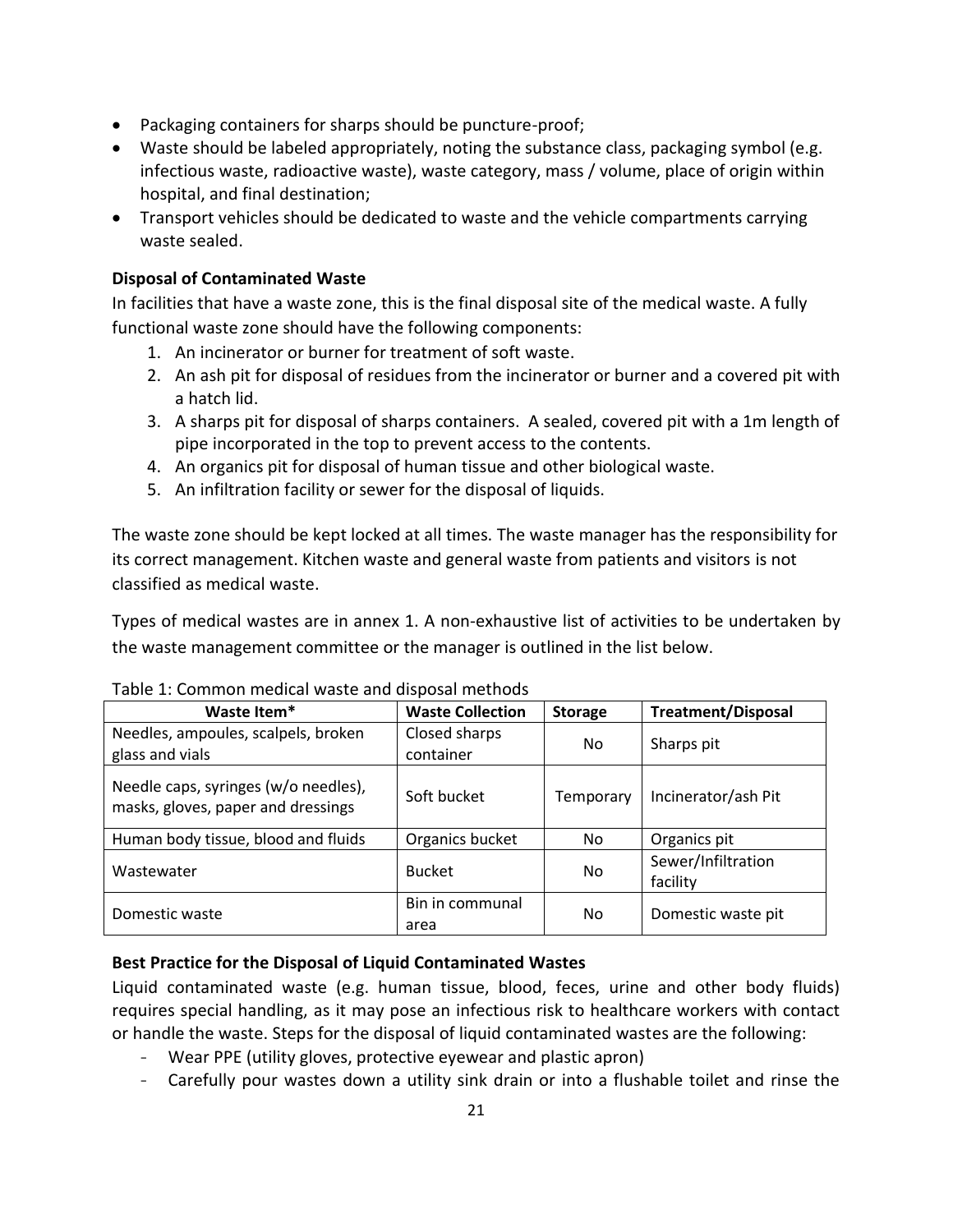- Packaging containers for sharps should be puncture-proof;
- Waste should be labeled appropriately, noting the substance class, packaging symbol (e.g. infectious waste, radioactive waste), waste category, mass / volume, place of origin within hospital, and final destination;
- Transport vehicles should be dedicated to waste and the vehicle compartments carrying waste sealed.

**Disposal of Contaminated Waste**

In facilities that have a waste zone, this is the final disposal site of the medical waste. A fully functional waste zone should have the following components:

1. An incinerator or burner for treatment of soft waste.
2. An ash pit for disposal of residues from the incinerator or burner and a covered pit with a hatch lid.
3. A sharps pit for disposal of sharps containers. A sealed, covered pit with a 1m length of pipe incorporated in the top to prevent access to the contents.
4. An organics pit for disposal of human tissue and other biological waste.
5. An infiltration facility or sewer for the disposal of liquids.

The waste zone should be kept locked at all times. The waste manager has the responsibility for its correct management. Kitchen waste and general waste from patients and visitors is not classified as medical waste.

Types of medical wastes are in annex 1. A non-exhaustive list of activities to be undertaken by the waste management committee or the manager is outlined in the list below.

Table 1: Common medical waste and disposal methods

| Waste Item* | Waste Collection | Storage | Treatment/Disposal |
|---|---|---|---|
| Needles, ampoules, scalpels, broken glass and vials | Closed sharps container | No | Sharps pit |
| Needle caps, syringes (w/o needles), masks, gloves, paper and dressings | Soft bucket | Temporary | Incinerator/ash Pit |
| Human body tissue, blood and fluids | Organics bucket | No | Organics pit |
| Wastewater | Bucket | No | Sewer/Infiltration facility |
| Domestic waste | Bin in communal area | No | Domestic waste pit |

**Best Practice for the Disposal of Liquid Contaminated Wastes**

Liquid contaminated waste (e.g. human tissue, blood, feces, urine and other body fluids) requires special handling, as it may pose an infectious risk to healthcare workers with contact or handle the waste. Steps for the disposal of liquid contaminated wastes are the following:

- Wear PPE (utility gloves, protective eyewear and plastic apron)
- Carefully pour wastes down a utility sink drain or into a flushable toilet and rinse the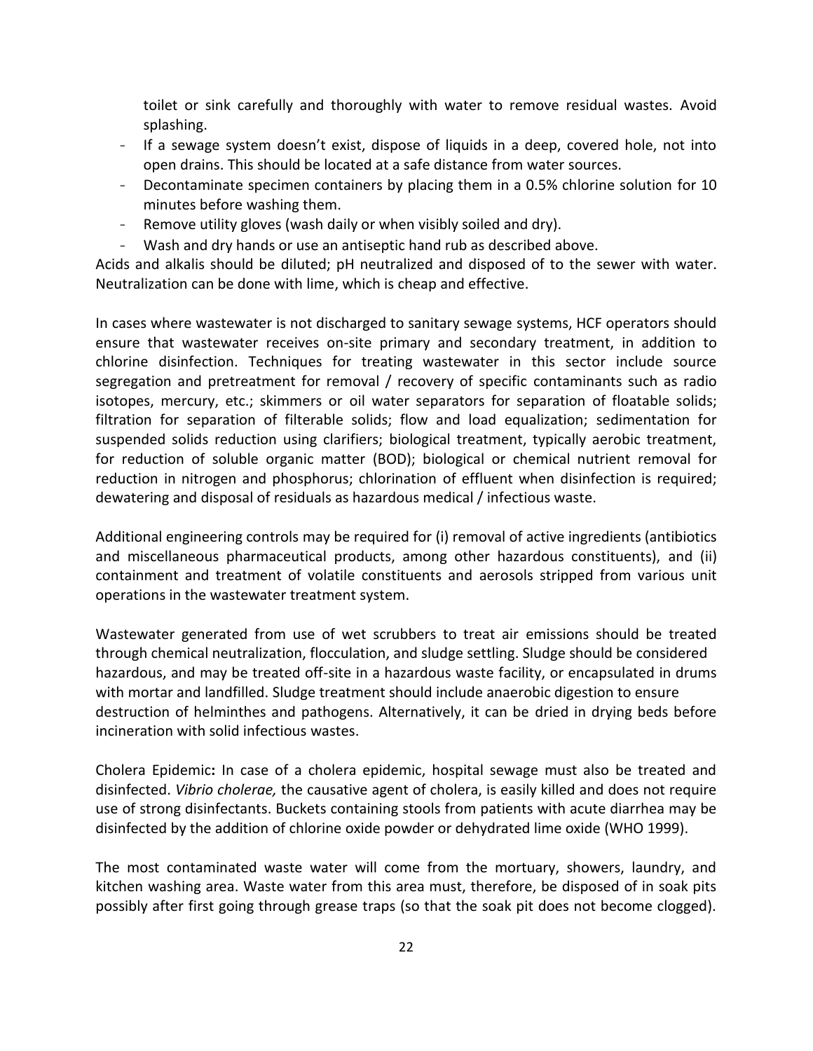toilet or sink carefully and thoroughly with water to remove residual wastes. Avoid splashing.

- If a sewage system doesn't exist, dispose of liquids in a deep, covered hole, not into open drains. This should be located at a safe distance from water sources.
- Decontaminate specimen containers by placing them in a 0.5% chlorine solution for 10 minutes before washing them.
- Remove utility gloves (wash daily or when visibly soiled and dry).
- Wash and dry hands or use an antiseptic hand rub as described above.

Acids and alkalis should be diluted; pH neutralized and disposed of to the sewer with water. Neutralization can be done with lime, which is cheap and effective.

In cases where wastewater is not discharged to sanitary sewage systems, HCF operators should ensure that wastewater receives on-site primary and secondary treatment, in addition to chlorine disinfection. Techniques for treating wastewater in this sector include source segregation and pretreatment for removal / recovery of specific contaminants such as radio isotopes, mercury, etc.; skimmers or oil water separators for separation of floatable solids; filtration for separation of filterable solids; flow and load equalization; sedimentation for suspended solids reduction using clarifiers; biological treatment, typically aerobic treatment, for reduction of soluble organic matter (BOD); biological or chemical nutrient removal for reduction in nitrogen and phosphorus; chlorination of effluent when disinfection is required; dewatering and disposal of residuals as hazardous medical / infectious waste.

Additional engineering controls may be required for (i) removal of active ingredients (antibiotics and miscellaneous pharmaceutical products, among other hazardous constituents), and (ii) containment and treatment of volatile constituents and aerosols stripped from various unit operations in the wastewater treatment system.

Wastewater generated from use of wet scrubbers to treat air emissions should be treated through chemical neutralization, flocculation, and sludge settling. Sludge should be considered hazardous, and may be treated off-site in a hazardous waste facility, or encapsulated in drums with mortar and landfilled. Sludge treatment should include anaerobic digestion to ensure destruction of helminthes and pathogens. Alternatively, it can be dried in drying beds before incineration with solid infectious wastes.

Cholera Epidemic**:** In case of a cholera epidemic, hospital sewage must also be treated and disinfected. *Vibrio cholerae,* the causative agent of cholera, is easily killed and does not require use of strong disinfectants. Buckets containing stools from patients with acute diarrhea may be disinfected by the addition of chlorine oxide powder or dehydrated lime oxide (WHO 1999).

The most contaminated waste water will come from the mortuary, showers, laundry, and kitchen washing area. Waste water from this area must, therefore, be disposed of in soak pits possibly after first going through grease traps (so that the soak pit does not become clogged).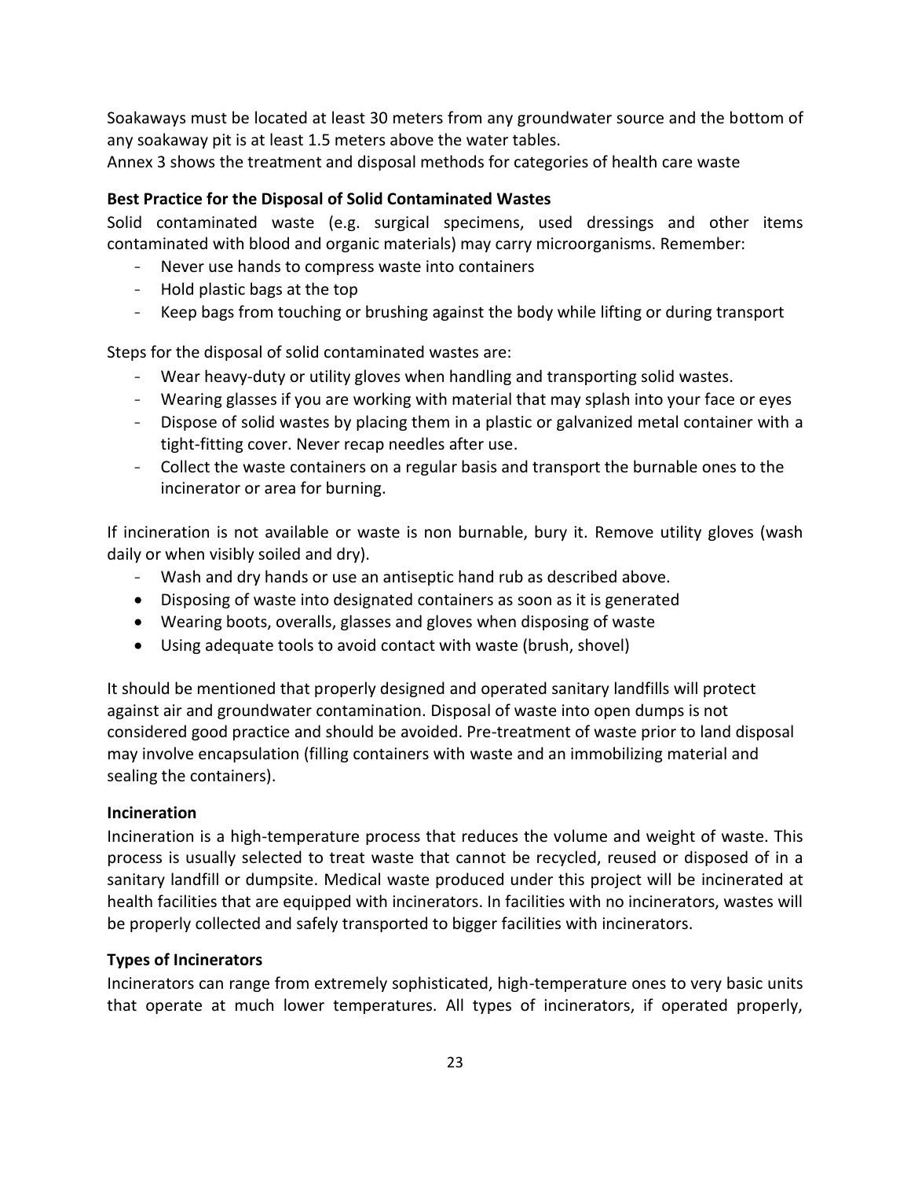Soakaways must be located at least 30 meters from any groundwater source and the bottom of any soakaway pit is at least 1.5 meters above the water tables.

Annex 3 shows the treatment and disposal methods for categories of health care waste

**Best Practice for the Disposal of Solid Contaminated Wastes**

Solid contaminated waste (e.g. surgical specimens, used dressings and other items contaminated with blood and organic materials) may carry microorganisms. Remember:

- Never use hands to compress waste into containers
- Hold plastic bags at the top
- Keep bags from touching or brushing against the body while lifting or during transport

Steps for the disposal of solid contaminated wastes are:

- Wear heavy-duty or utility gloves when handling and transporting solid wastes.
- Wearing glasses if you are working with material that may splash into your face or eyes
- Dispose of solid wastes by placing them in a plastic or galvanized metal container with a tight-fitting cover. Never recap needles after use.
- Collect the waste containers on a regular basis and transport the burnable ones to the incinerator or area for burning.

If incineration is not available or waste is non burnable, bury it. Remove utility gloves (wash daily or when visibly soiled and dry).

- Wash and dry hands or use an antiseptic hand rub as described above.

- Disposing of waste into designated containers as soon as it is generated
- Wearing boots, overalls, glasses and gloves when disposing of waste
- Using adequate tools to avoid contact with waste (brush, shovel)

It should be mentioned that properly designed and operated sanitary landfills will protect against air and groundwater contamination. Disposal of waste into open dumps is not considered good practice and should be avoided. Pre-treatment of waste prior to land disposal may involve encapsulation (filling containers with waste and an immobilizing material and sealing the containers).

**Incineration**

Incineration is a high-temperature process that reduces the volume and weight of waste. This process is usually selected to treat waste that cannot be recycled, reused or disposed of in a sanitary landfill or dumpsite. Medical waste produced under this project will be incinerated at health facilities that are equipped with incinerators. In facilities with no incinerators, wastes will be properly collected and safely transported to bigger facilities with incinerators.

**Types of Incinerators**

Incinerators can range from extremely sophisticated, high-temperature ones to very basic units that operate at much lower temperatures. All types of incinerators, if operated properly,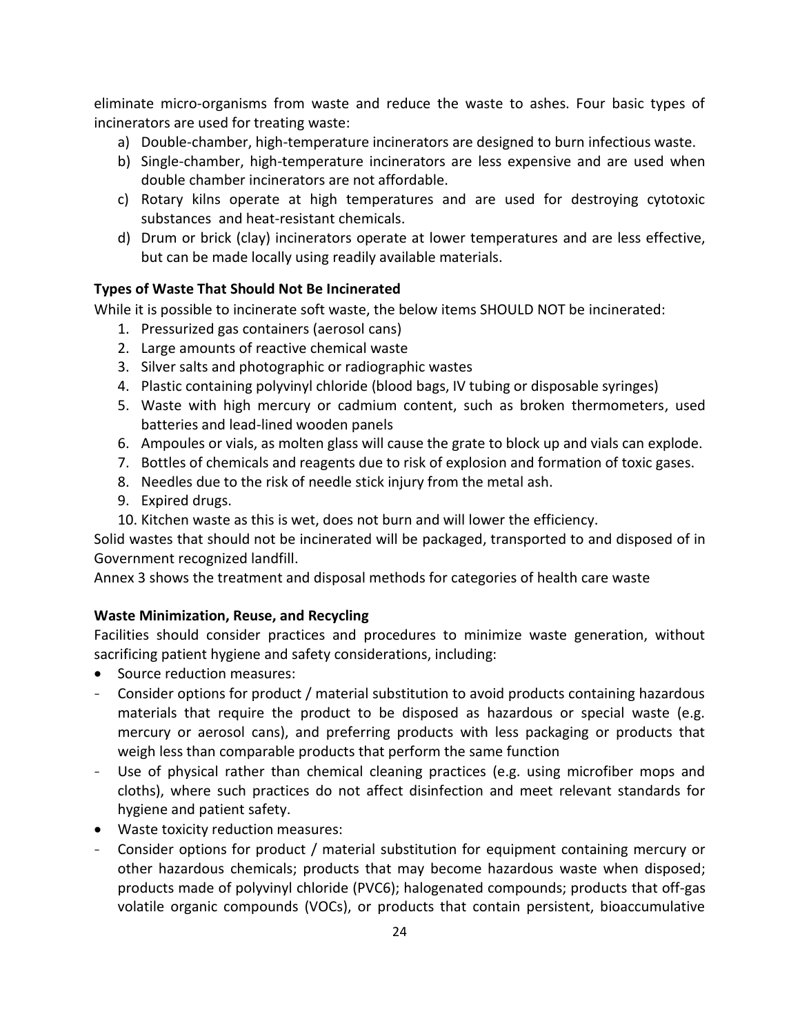eliminate micro-organisms from waste and reduce the waste to ashes. Four basic types of incinerators are used for treating waste:

a) Double-chamber, high-temperature incinerators are designed to burn infectious waste.
b) Single-chamber, high-temperature incinerators are less expensive and are used when double chamber incinerators are not affordable.
c) Rotary kilns operate at high temperatures and are used for destroying cytotoxic substances and heat-resistant chemicals.
d) Drum or brick (clay) incinerators operate at lower temperatures and are less effective, but can be made locally using readily available materials.

**Types of Waste That Should Not Be Incinerated**

While it is possible to incinerate soft waste, the below items SHOULD NOT be incinerated:

1. Pressurized gas containers (aerosol cans)
2. Large amounts of reactive chemical waste
3. Silver salts and photographic or radiographic wastes
4. Plastic containing polyvinyl chloride (blood bags, IV tubing or disposable syringes)
5. Waste with high mercury or cadmium content, such as broken thermometers, used batteries and lead-lined wooden panels
6. Ampoules or vials, as molten glass will cause the grate to block up and vials can explode.
7. Bottles of chemicals and reagents due to risk of explosion and formation of toxic gases.
8. Needles due to the risk of needle stick injury from the metal ash.
9. Expired drugs.
10. Kitchen waste as this is wet, does not burn and will lower the efficiency.

Solid wastes that should not be incinerated will be packaged, transported to and disposed of in Government recognized landfill.

Annex 3 shows the treatment and disposal methods for categories of health care waste

**Waste Minimization, Reuse, and Recycling**

Facilities should consider practices and procedures to minimize waste generation, without sacrificing patient hygiene and safety considerations, including:

- Source reduction measures:
  - Consider options for product / material substitution to avoid products containing hazardous materials that require the product to be disposed as hazardous or special waste (e.g. mercury or aerosol cans), and preferring products with less packaging or products that weigh less than comparable products that perform the same function
  - Use of physical rather than chemical cleaning practices (e.g. using microfiber mops and cloths), where such practices do not affect disinfection and meet relevant standards for hygiene and patient safety.
- Waste toxicity reduction measures:
  - Consider options for product / material substitution for equipment containing mercury or other hazardous chemicals; products that may become hazardous waste when disposed; products made of polyvinyl chloride (PVC6); halogenated compounds; products that off-gas volatile organic compounds (VOCs), or products that contain persistent, bioaccumulative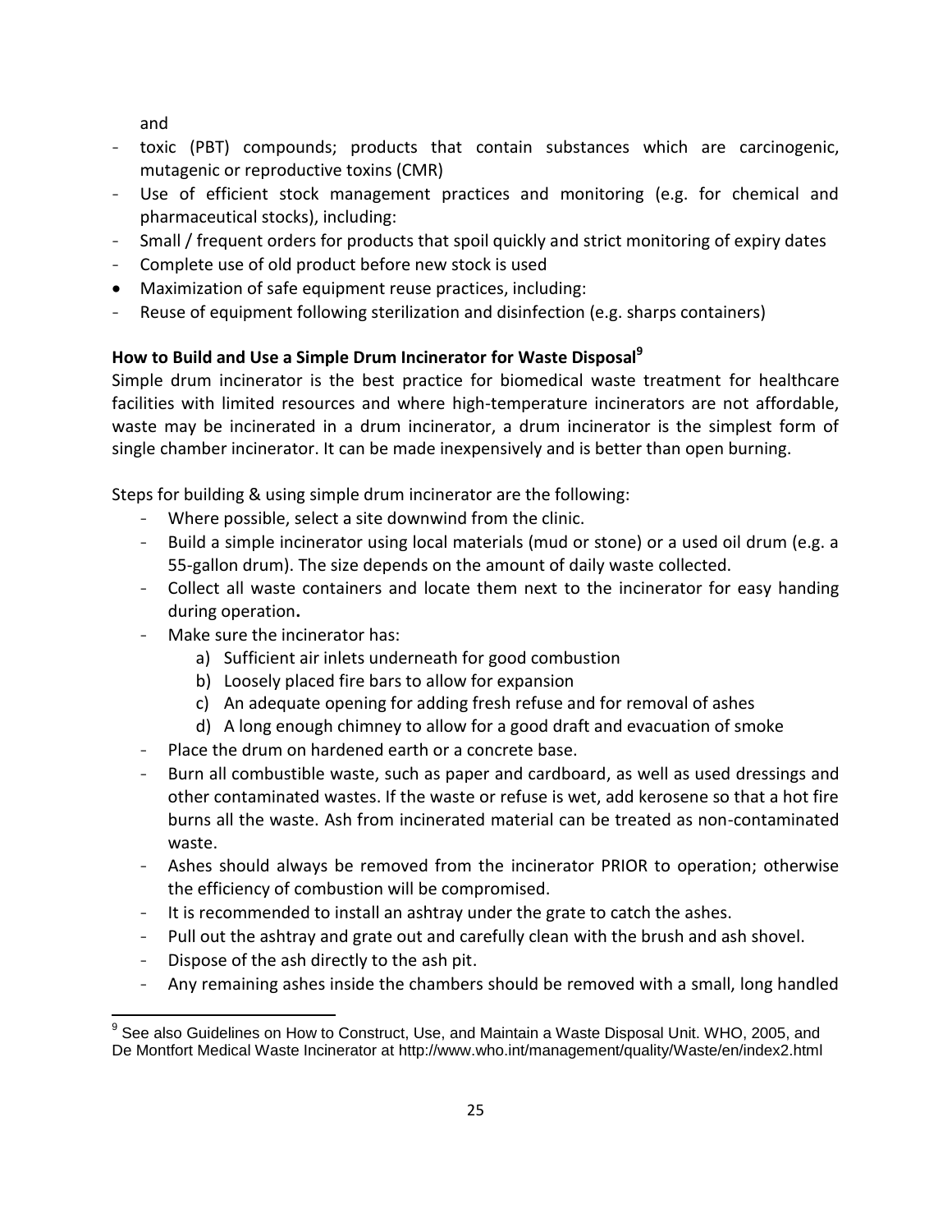and

- toxic (PBT) compounds; products that contain substances which are carcinogenic, mutagenic or reproductive toxins (CMR)
- Use of efficient stock management practices and monitoring (e.g. for chemical and pharmaceutical stocks), including:
- Small / frequent orders for products that spoil quickly and strict monitoring of expiry dates
- Complete use of old product before new stock is used

- Maximization of safe equipment reuse practices, including:
  - Reuse of equipment following sterilization and disinfection (e.g. sharps containers)

**How to Build and Use a Simple Drum Incinerator for Waste Disposal[9]**

Simple drum incinerator is the best practice for biomedical waste treatment for healthcare facilities with limited resources and where high-temperature incinerators are not affordable, waste may be incinerated in a drum incinerator, a drum incinerator is the simplest form of single chamber incinerator. It can be made inexpensively and is better than open burning.

Steps for building & using simple drum incinerator are the following:

- Where possible, select a site downwind from the clinic.
- Build a simple incinerator using local materials (mud or stone) or a used oil drum (e.g. a 55-gallon drum). The size depends on the amount of daily waste collected.
- Collect all waste containers and locate them next to the incinerator for easy handing during operation**.**
- Make sure the incinerator has:
  a) Sufficient air inlets underneath for good combustion
  b) Loosely placed fire bars to allow for expansion
  c) An adequate opening for adding fresh refuse and for removal of ashes
  d) A long enough chimney to allow for a good draft and evacuation of smoke
- Place the drum on hardened earth or a concrete base.
- Burn all combustible waste, such as paper and cardboard, as well as used dressings and other contaminated wastes. If the waste or refuse is wet, add kerosene so that a hot fire burns all the waste. Ash from incinerated material can be treated as non-contaminated waste.
- Ashes should always be removed from the incinerator PRIOR to operation; otherwise the efficiency of combustion will be compromised.
- It is recommended to install an ashtray under the grate to catch the ashes.
- Pull out the ashtray and grate out and carefully clean with the brush and ash shovel.
- Dispose of the ash directly to the ash pit.
- Any remaining ashes inside the chambers should be removed with a small, long handled

[9] See also Guidelines on How to Construct, Use, and Maintain a Waste Disposal Unit. WHO, 2005, and De Montfort Medical Waste Incinerator at http://www.who.int/management/quality/Waste/en/index2.html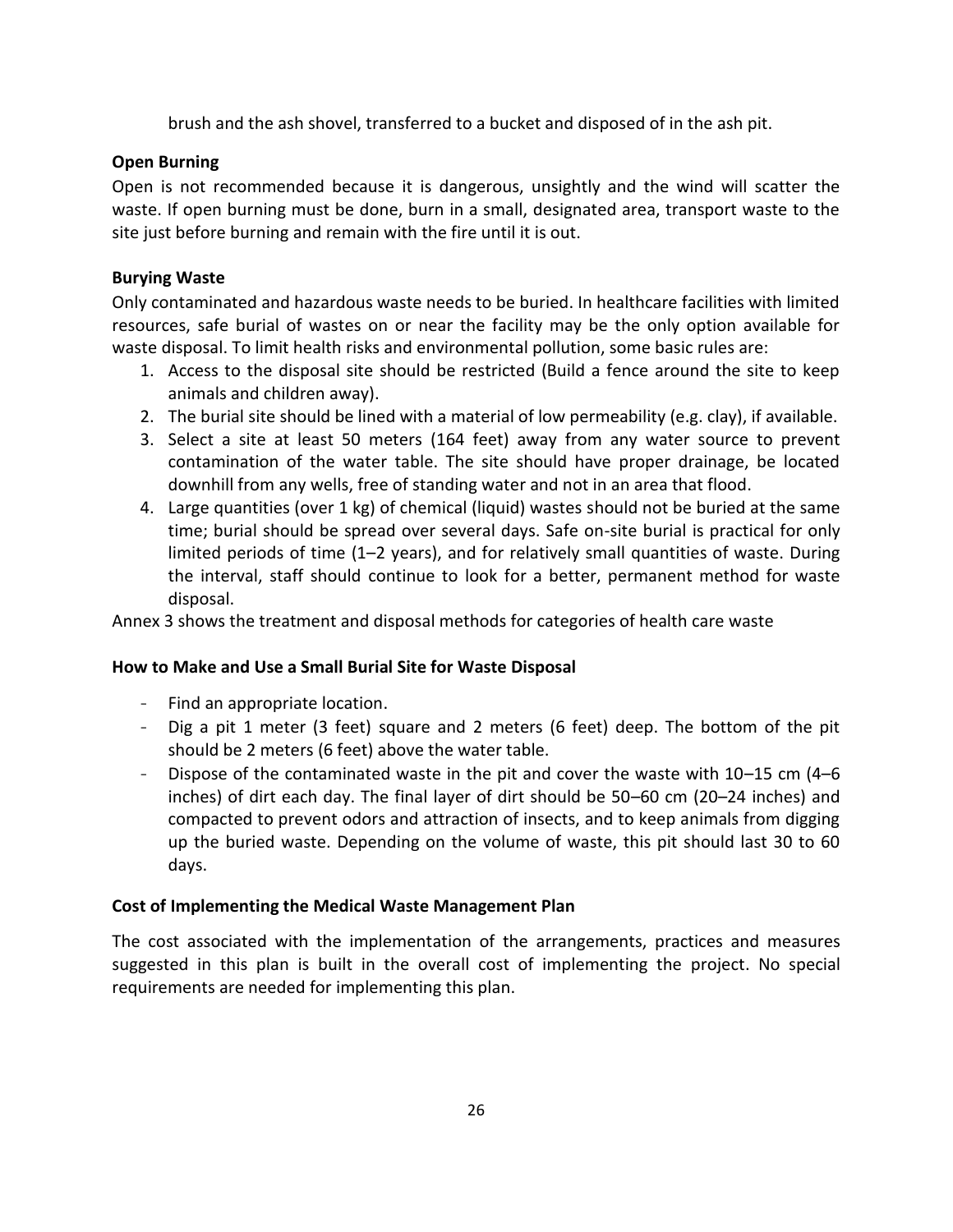brush and the ash shovel, transferred to a bucket and disposed of in the ash pit.

**Open Burning**

Open is not recommended because it is dangerous, unsightly and the wind will scatter the waste. If open burning must be done, burn in a small, designated area, transport waste to the site just before burning and remain with the fire until it is out.

**Burying Waste**

Only contaminated and hazardous waste needs to be buried. In healthcare facilities with limited resources, safe burial of wastes on or near the facility may be the only option available for waste disposal. To limit health risks and environmental pollution, some basic rules are:

1. Access to the disposal site should be restricted (Build a fence around the site to keep animals and children away).
2. The burial site should be lined with a material of low permeability (e.g. clay), if available.
3. Select a site at least 50 meters (164 feet) away from any water source to prevent contamination of the water table. The site should have proper drainage, be located downhill from any wells, free of standing water and not in an area that flood.
4. Large quantities (over 1 kg) of chemical (liquid) wastes should not be buried at the same time; burial should be spread over several days. Safe on-site burial is practical for only limited periods of time (1–2 years), and for relatively small quantities of waste. During the interval, staff should continue to look for a better, permanent method for waste disposal.

Annex 3 shows the treatment and disposal methods for categories of health care waste

**How to Make and Use a Small Burial Site for Waste Disposal**

- Find an appropriate location.
- Dig a pit 1 meter (3 feet) square and 2 meters (6 feet) deep. The bottom of the pit should be 2 meters (6 feet) above the water table.
- Dispose of the contaminated waste in the pit and cover the waste with 10–15 cm (4–6 inches) of dirt each day. The final layer of dirt should be 50–60 cm (20–24 inches) and compacted to prevent odors and attraction of insects, and to keep animals from digging up the buried waste. Depending on the volume of waste, this pit should last 30 to 60 days.

**Cost of Implementing the Medical Waste Management Plan**

The cost associated with the implementation of the arrangements, practices and measures suggested in this plan is built in the overall cost of implementing the project. No special requirements are needed for implementing this plan.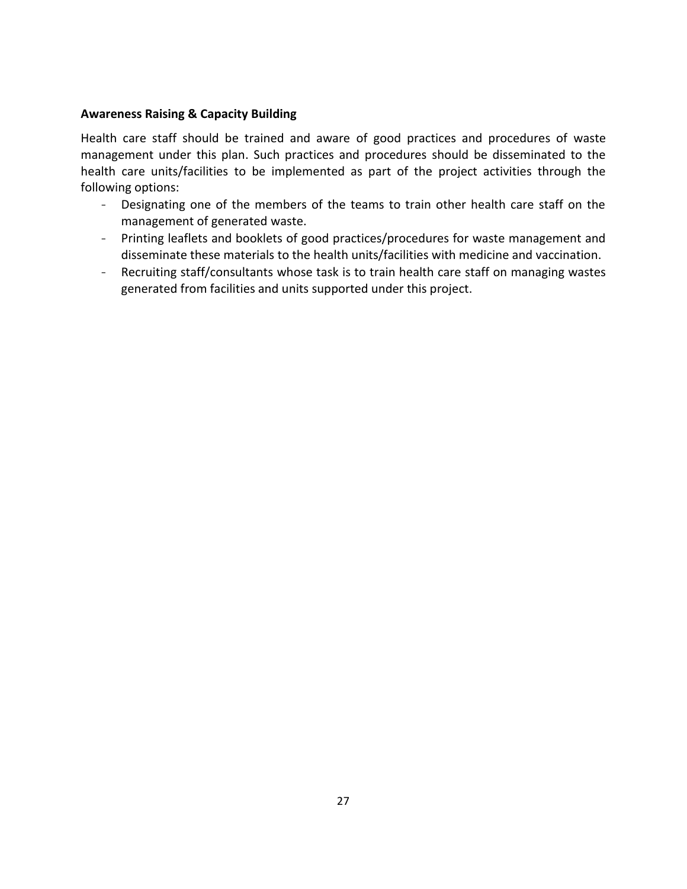**Awareness Raising & Capacity Building**

Health care staff should be trained and aware of good practices and procedures of waste management under this plan. Such practices and procedures should be disseminated to the health care units/facilities to be implemented as part of the project activities through the following options:

- Designating one of the members of the teams to train other health care staff on the management of generated waste.
- Printing leaflets and booklets of good practices/procedures for waste management and disseminate these materials to the health units/facilities with medicine and vaccination.
- Recruiting staff/consultants whose task is to train health care staff on managing wastes generated from facilities and units supported under this project.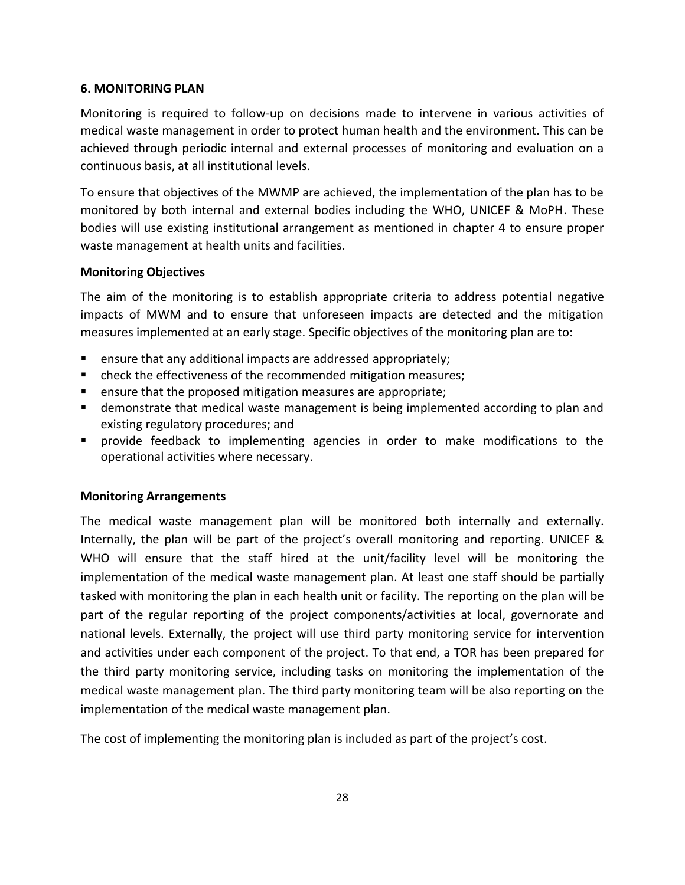## 6. MONITORING PLAN

Monitoring is required to follow-up on decisions made to intervene in various activities of medical waste management in order to protect human health and the environment. This can be achieved through periodic internal and external processes of monitoring and evaluation on a continuous basis, at all institutional levels.

To ensure that objectives of the MWMP are achieved, the implementation of the plan has to be monitored by both internal and external bodies including the WHO, UNICEF & MoPH. These bodies will use existing institutional arrangement as mentioned in chapter 4 to ensure proper waste management at health units and facilities.

### Monitoring Objectives

The aim of the monitoring is to establish appropriate criteria to address potential negative impacts of MWM and to ensure that unforeseen impacts are detected and the mitigation measures implemented at an early stage. Specific objectives of the monitoring plan are to:

- ensure that any additional impacts are addressed appropriately;
- check the effectiveness of the recommended mitigation measures;
- ensure that the proposed mitigation measures are appropriate;
- demonstrate that medical waste management is being implemented according to plan and existing regulatory procedures; and
- provide feedback to implementing agencies in order to make modifications to the operational activities where necessary.

### Monitoring Arrangements

The medical waste management plan will be monitored both internally and externally. Internally, the plan will be part of the project's overall monitoring and reporting. UNICEF & WHO will ensure that the staff hired at the unit/facility level will be monitoring the implementation of the medical waste management plan. At least one staff should be partially tasked with monitoring the plan in each health unit or facility. The reporting on the plan will be part of the regular reporting of the project components/activities at local, governorate and national levels. Externally, the project will use third party monitoring service for intervention and activities under each component of the project. To that end, a TOR has been prepared for the third party monitoring service, including tasks on monitoring the implementation of the medical waste management plan. The third party monitoring team will be also reporting on the implementation of the medical waste management plan.

The cost of implementing the monitoring plan is included as part of the project's cost.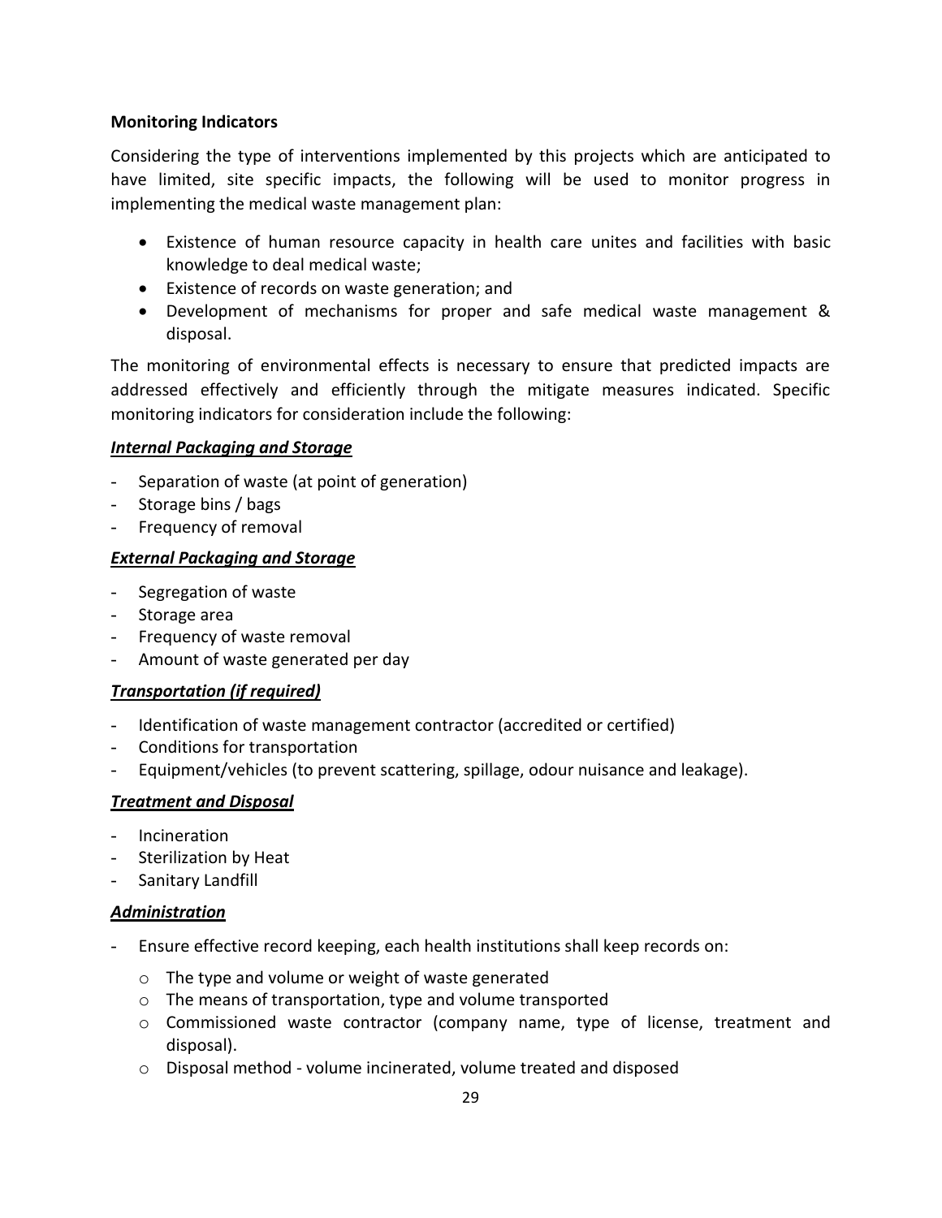**Monitoring Indicators**

Considering the type of interventions implemented by this projects which are anticipated to have limited, site specific impacts, the following will be used to monitor progress in implementing the medical waste management plan:

- Existence of human resource capacity in health care unites and facilities with basic knowledge to deal medical waste;
- Existence of records on waste generation; and
- Development of mechanisms for proper and safe medical waste management & disposal.

The monitoring of environmental effects is necessary to ensure that predicted impacts are addressed effectively and efficiently through the mitigate measures indicated. Specific monitoring indicators for consideration include the following:

***Internal Packaging and Storage***

- Separation of waste (at point of generation)
- Storage bins / bags
- Frequency of removal

***External Packaging and Storage***

- Segregation of waste
- Storage area
- Frequency of waste removal
- Amount of waste generated per day

***Transportation (if required)***

- Identification of waste management contractor (accredited or certified)
- Conditions for transportation
- Equipment/vehicles (to prevent scattering, spillage, odour nuisance and leakage).

***Treatment and Disposal***

- Incineration
- Sterilization by Heat
- Sanitary Landfill

***Administration***

- Ensure effective record keeping, each health institutions shall keep records on:
  - The type and volume or weight of waste generated
  - The means of transportation, type and volume transported
  - Commissioned waste contractor (company name, type of license, treatment and disposal).
  - Disposal method - volume incinerated, volume treated and disposed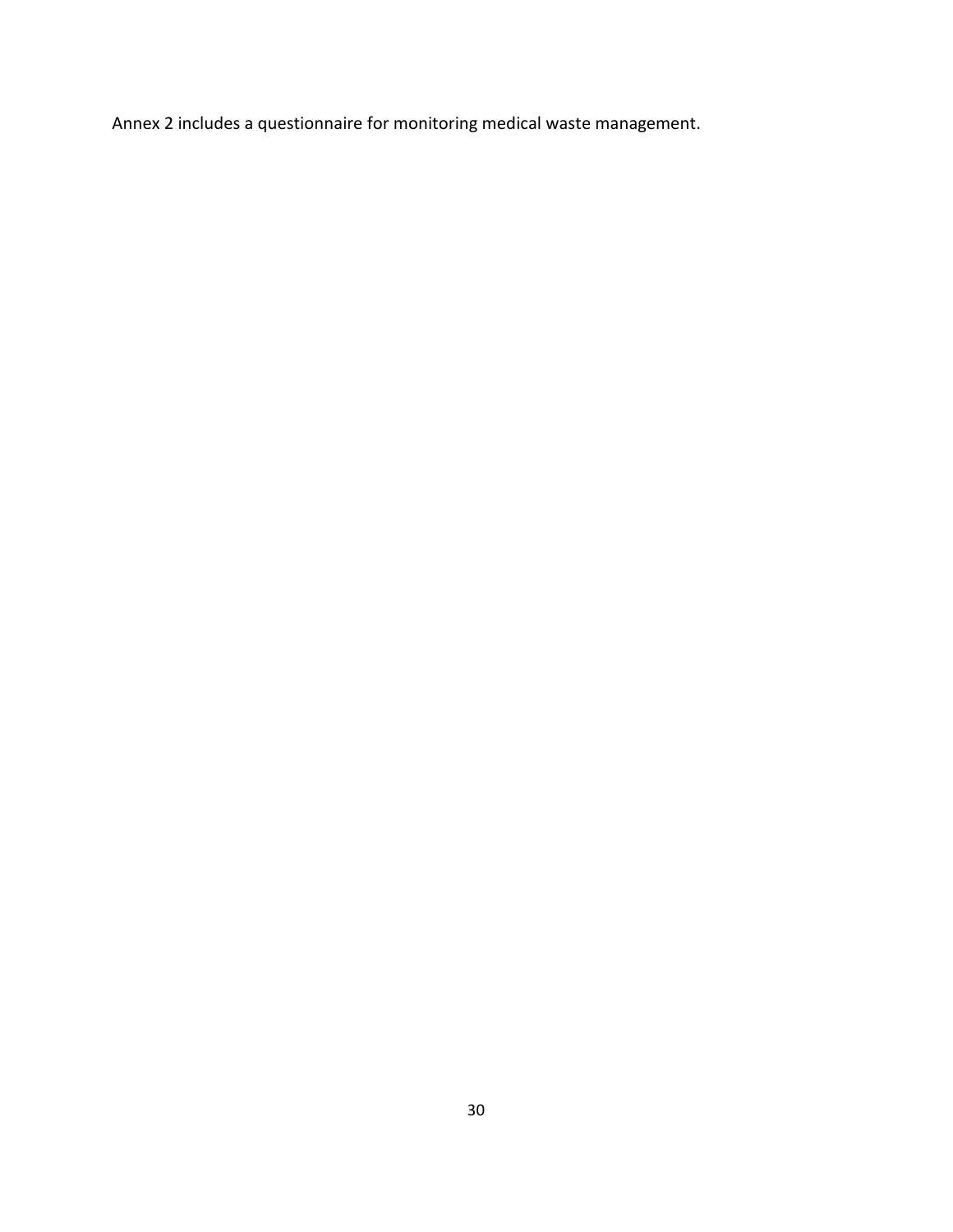Annex 2 includes a questionnaire for monitoring medical waste management.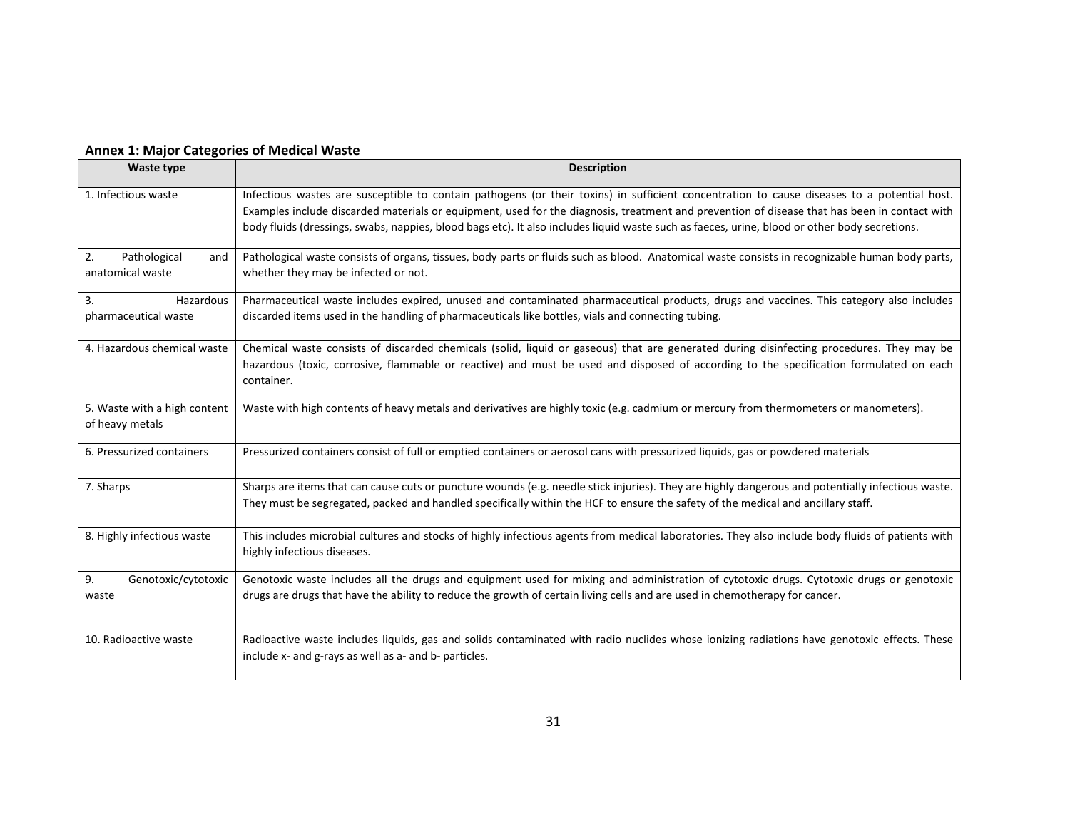**Annex 1: Major Categories of Medical Waste**

| Waste type | Description |
|---|---|
| 1. Infectious waste | Infectious wastes are susceptible to contain pathogens (or their toxins) in sufficient concentration to cause diseases to a potential host. Examples include discarded materials or equipment, used for the diagnosis, treatment and prevention of disease that has been in contact with body fluids (dressings, swabs, nappies, blood bags etc). It also includes liquid waste such as faeces, urine, blood or other body secretions. |
| 2. Pathological and anatomical waste | Pathological waste consists of organs, tissues, body parts or fluids such as blood. Anatomical waste consists in recognizable human body parts, whether they may be infected or not. |
| 3. Hazardous pharmaceutical waste | Pharmaceutical waste includes expired, unused and contaminated pharmaceutical products, drugs and vaccines. This category also includes discarded items used in the handling of pharmaceuticals like bottles, vials and connecting tubing. |
| 4. Hazardous chemical waste | Chemical waste consists of discarded chemicals (solid, liquid or gaseous) that are generated during disinfecting procedures. They may be hazardous (toxic, corrosive, flammable or reactive) and must be used and disposed of according to the specification formulated on each container. |
| 5. Waste with a high content of heavy metals | Waste with high contents of heavy metals and derivatives are highly toxic (e.g. cadmium or mercury from thermometers or manometers). |
| 6. Pressurized containers | Pressurized containers consist of full or emptied containers or aerosol cans with pressurized liquids, gas or powdered materials |
| 7. Sharps | Sharps are items that can cause cuts or puncture wounds (e.g. needle stick injuries). They are highly dangerous and potentially infectious waste. They must be segregated, packed and handled specifically within the HCF to ensure the safety of the medical and ancillary staff. |
| 8. Highly infectious waste | This includes microbial cultures and stocks of highly infectious agents from medical laboratories. They also include body fluids of patients with highly infectious diseases. |
| 9. Genotoxic/cytotoxic waste | Genotoxic waste includes all the drugs and equipment used for mixing and administration of cytotoxic drugs. Cytotoxic drugs or genotoxic drugs are drugs that have the ability to reduce the growth of certain living cells and are used in chemotherapy for cancer. |
| 10. Radioactive waste | Radioactive waste includes liquids, gas and solids contaminated with radio nuclides whose ionizing radiations have genotoxic effects. These include x- and g-rays as well as a- and b- particles. |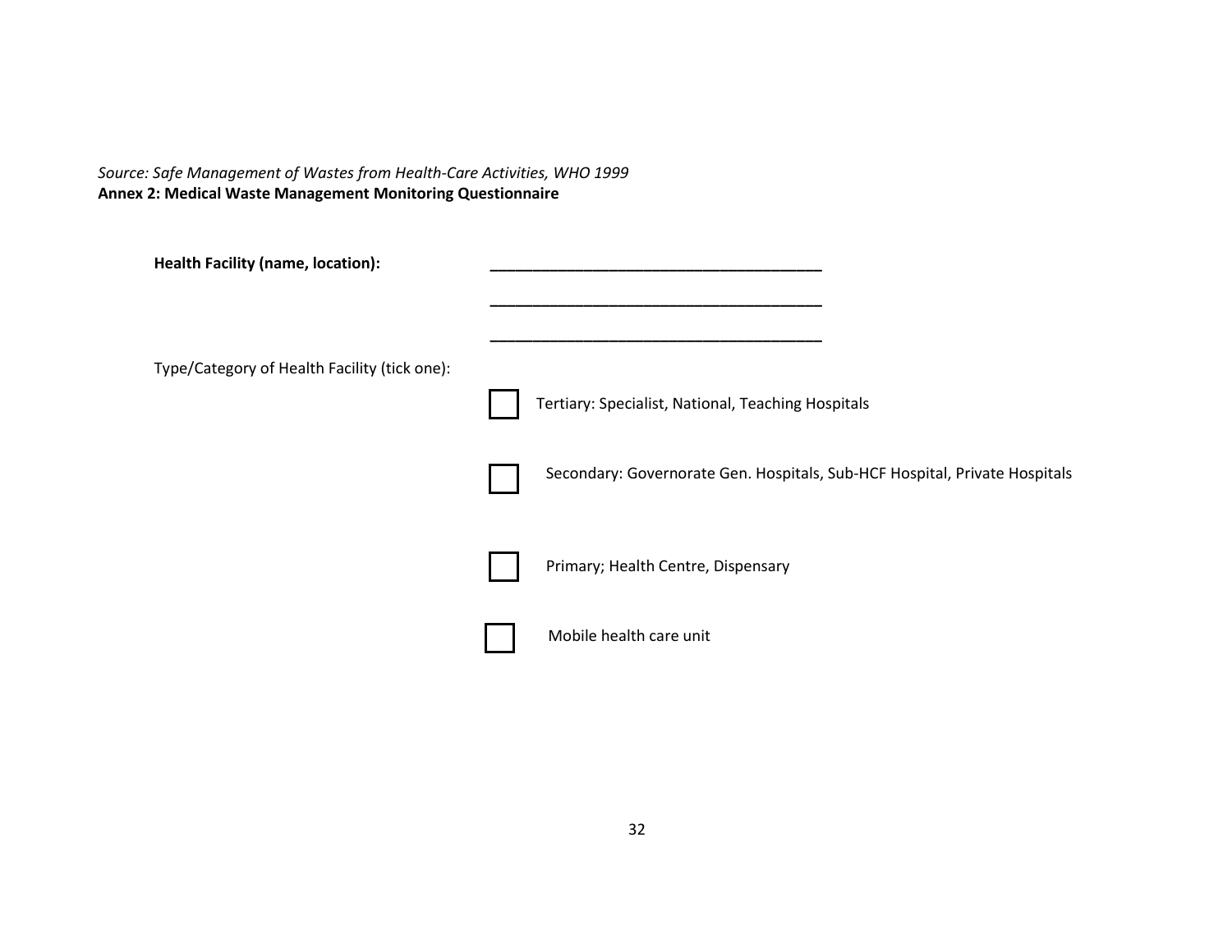*Source: Safe Management of Wastes from Health-Care Activities, WHO 1999*

**Annex 2: Medical Waste Management Monitoring Questionnaire**

**Health Facility (name, location):** ______________________________________

______________________________________

______________________________________

Type/Category of Health Facility (tick one):

- ☐ Tertiary: Specialist, National, Teaching Hospitals
- ☐ Secondary: Governorate Gen. Hospitals, Sub-HCF Hospital, Private Hospitals
- ☐ Primary; Health Centre, Dispensary
- ☐ Mobile health care unit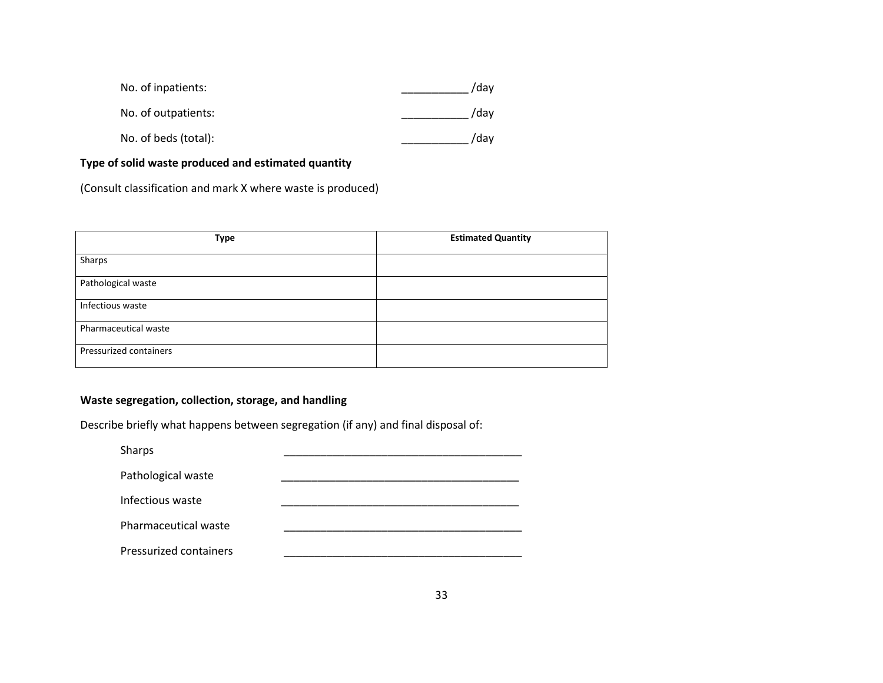No. of inpatients: ___________ /day

No. of outpatients: ___________ /day

No. of beds (total): ___________ /day

**Type of solid waste produced and estimated quantity**

(Consult classification and mark X where waste is produced)

| Type | Estimated Quantity |
|---|---|
| Sharps | |
| Pathological waste | |
| Infectious waste | |
| Pharmaceutical waste | |
| Pressurized containers | |

**Waste segregation, collection, storage, and handling**

Describe briefly what happens between segregation (if any) and final disposal of:

Sharps ________________________________________

Pathological waste ________________________________________

Infectious waste ________________________________________

Pharmaceutical waste ________________________________________

Pressurized containers ________________________________________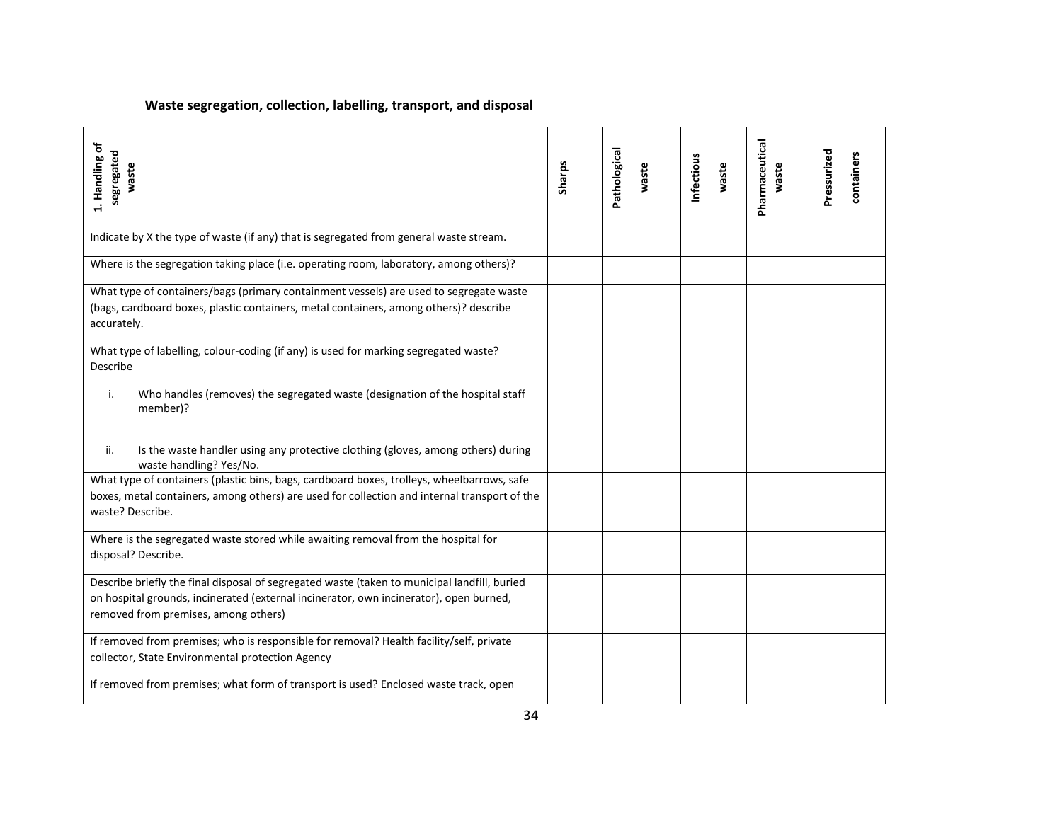### Waste segregation, collection, labelling, transport, and disposal

| 1. Handling of segregated waste | Sharps | Pathological waste | Infectious waste | Pharmaceutical waste | Pressurized containers |
|---|---|---|---|---|---|
| Indicate by X the type of waste (if any) that is segregated from general waste stream. | | | | | |
| Where is the segregation taking place (i.e. operating room, laboratory, among others)? | | | | | |
| What type of containers/bags (primary containment vessels) are used to segregate waste (bags, cardboard boxes, plastic containers, metal containers, among others)? describe accurately. | | | | | |
| What type of labelling, colour-coding (if any) is used for marking segregated waste? Describe | | | | | |
| i. Who handles (removes) the segregated waste (designation of the hospital staff member)?<br><br>ii. Is the waste handler using any protective clothing (gloves, among others) during waste handling? Yes/No. | | | | | |
| What type of containers (plastic bins, bags, cardboard boxes, trolleys, wheelbarrows, safe boxes, metal containers, among others) are used for collection and internal transport of the waste? Describe. | | | | | |
| Where is the segregated waste stored while awaiting removal from the hospital for disposal? Describe. | | | | | |
| Describe briefly the final disposal of segregated waste (taken to municipal landfill, buried on hospital grounds, incinerated (external incinerator, own incinerator), open burned, removed from premises, among others) | | | | | |
| If removed from premises; who is responsible for removal? Health facility/self, private collector, State Environmental protection Agency | | | | | |
| If removed from premises; what form of transport is used? Enclosed waste track, open | | | | | |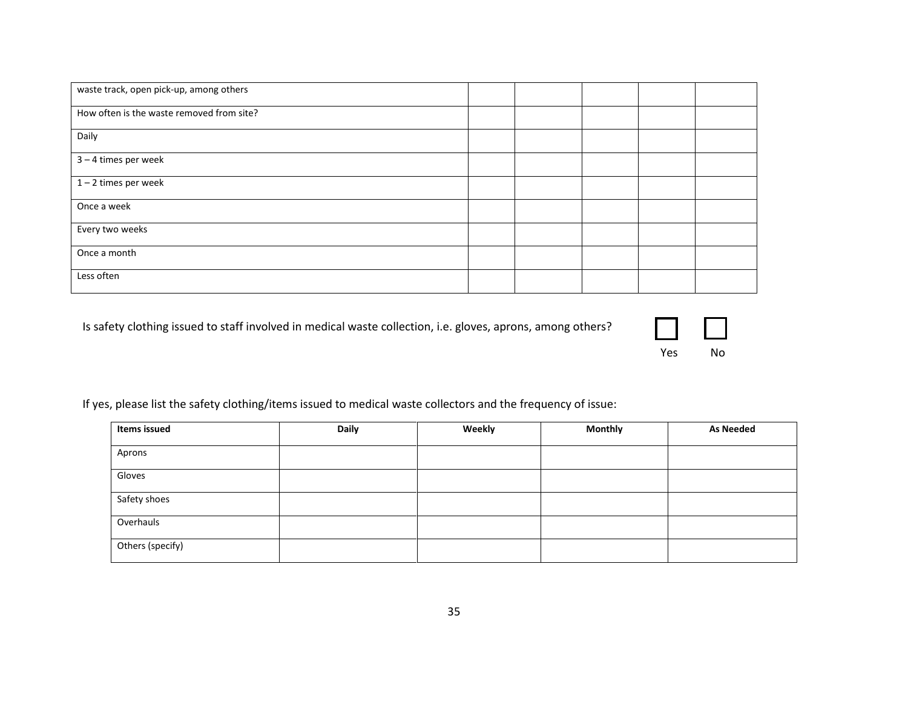| waste track, open pick-up, among others | | | | | |
|---|---|---|---|---|---|
| How often is the waste removed from site? | | | | | |
| Daily | | | | | |
| 3 – 4 times per week | | | | | |
| 1 – 2 times per week | | | | | |
| Once a week | | | | | |
| Every two weeks | | | | | |
| Once a month | | | | | |
| Less often | | | | | |

Is safety clothing issued to staff involved in medical waste collection, i.e. gloves, aprons, among others?

☐ Yes ☐ No

If yes, please list the safety clothing/items issued to medical waste collectors and the frequency of issue:

| **Items issued** | **Daily** | **Weekly** | **Monthly** | **As Needed** |
|---|---|---|---|---|
| Aprons | | | | |
| Gloves | | | | |
| Safety shoes | | | | |
| Overhauls | | | | |
| Others (specify) | | | | |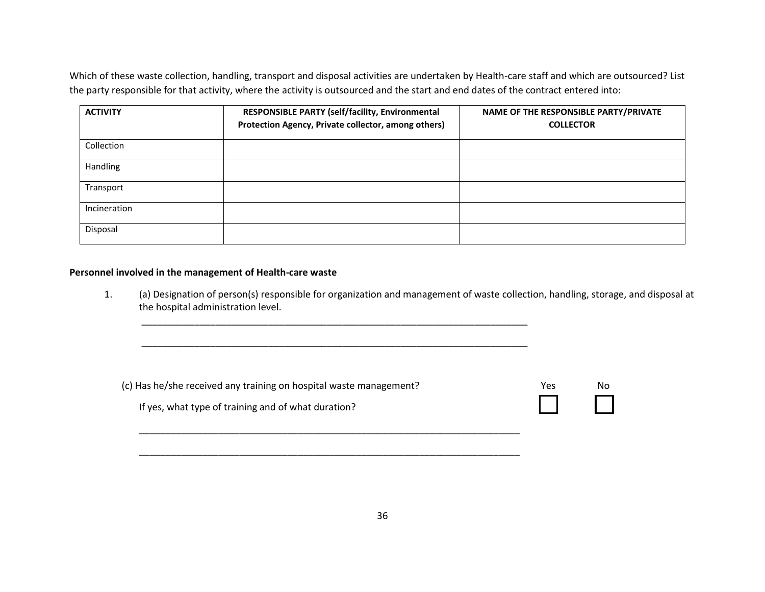Which of these waste collection, handling, transport and disposal activities are undertaken by Health-care staff and which are outsourced? List the party responsible for that activity, where the activity is outsourced and the start and end dates of the contract entered into:

| ACTIVITY | RESPONSIBLE PARTY (self/facility, Environmental Protection Agency, Private collector, among others) | NAME OF THE RESPONSIBLE PARTY/PRIVATE COLLECTOR |
|---|---|---|
| Collection | | |
| Handling | | |
| Transport | | |
| Incineration | | |
| Disposal | | |

**Personnel involved in the management of Health-care waste**

1. (a) Designation of person(s) responsible for organization and management of waste collection, handling, storage, and disposal at the hospital administration level.

   ___________________________________________________________________________

   ___________________________________________________________________________

   (c) Has he/she received any training on hospital waste management? Yes ☐ No ☐

   If yes, what type of training and of what duration?

   ___________________________________________________________________________

   ___________________________________________________________________________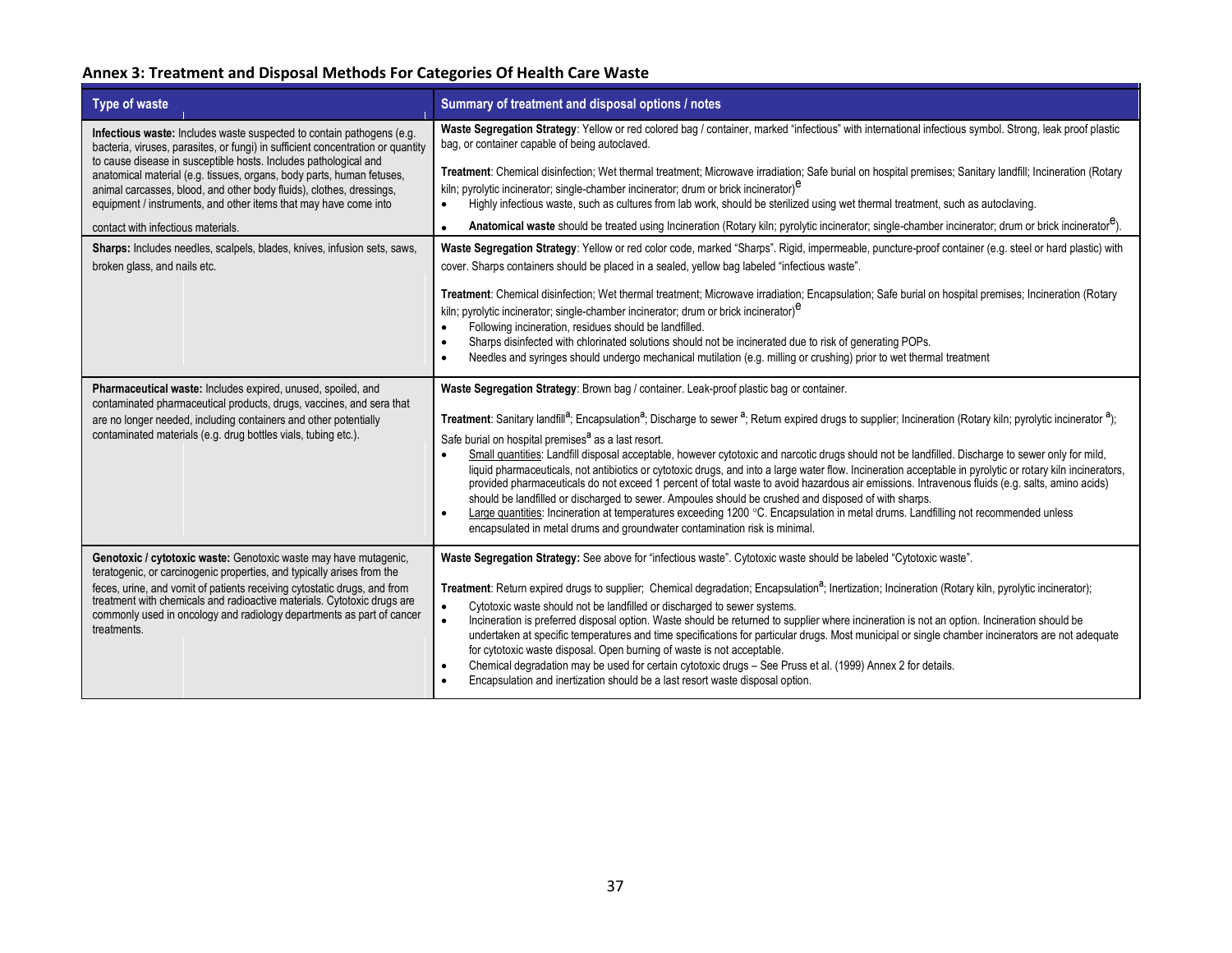## Annex 3: Treatment and Disposal Methods For Categories Of Health Care Waste

| Type of waste | Summary of treatment and disposal options / notes |
|---|---|
| **Infectious waste:** Includes waste suspected to contain pathogens (e.g. bacteria, viruses, parasites, or fungi) in sufficient concentration or quantity to cause disease in susceptible hosts. Includes pathological and anatomical material (e.g. tissues, organs, body parts, human fetuses, animal carcasses, blood, and other body fluids), clothes, dressings, equipment / instruments, and other items that may have come into contact with infectious materials. | **Waste Segregation Strategy**: Yellow or red colored bag / container, marked "infectious" with international infectious symbol. Strong, leak proof plastic bag, or container capable of being autoclaved.<br><br>**Treatment**: Chemical disinfection; Wet thermal treatment; Microwave irradiation; Safe burial on hospital premises; Sanitary landfill; Incineration (Rotary kiln; pyrolytic incinerator; single-chamber incinerator; drum or brick incinerator)[e]<br>• Highly infectious waste, such as cultures from lab work, should be sterilized using wet thermal treatment, such as autoclaving.<br>• **Anatomical waste** should be treated using Incineration (Rotary kiln; pyrolytic incinerator; single-chamber incinerator; drum or brick incinerator[e]). |
| **Sharps:** Includes needles, scalpels, blades, knives, infusion sets, saws, broken glass, and nails etc. | **Waste Segregation Strategy**: Yellow or red color code, marked "Sharps". Rigid, impermeable, puncture-proof container (e.g. steel or hard plastic) with cover. Sharps containers should be placed in a sealed, yellow bag labeled "infectious waste".<br><br>**Treatment**: Chemical disinfection; Wet thermal treatment; Microwave irradiation; Encapsulation; Safe burial on hospital premises; Incineration (Rotary kiln; pyrolytic incinerator; single-chamber incinerator; drum or brick incinerator)[e]<br>• Following incineration, residues should be landfilled.<br>• Sharps disinfected with chlorinated solutions should not be incinerated due to risk of generating POPs.<br>• Needles and syringes should undergo mechanical mutilation (e.g. milling or crushing) prior to wet thermal treatment |
| **Pharmaceutical waste:** Includes expired, unused, spoiled, and contaminated pharmaceutical products, drugs, vaccines, and sera that are no longer needed, including containers and other potentially contaminated materials (e.g. drug bottles vials, tubing etc.). | **Waste Segregation Strategy**: Brown bag / container. Leak-proof plastic bag or container.<br><br>**Treatment**: Sanitary landfill[a]; Encapsulation[a]; Discharge to sewer [a]; Return expired drugs to supplier; Incineration (Rotary kiln; pyrolytic incinerator [a]); Safe burial on hospital premises[a] as a last resort.<br>• Small quantities: Landfill disposal acceptable, however cytotoxic and narcotic drugs should not be landfilled. Discharge to sewer only for mild, liquid pharmaceuticals, not antibiotics or cytotoxic drugs, and into a large water flow. Incineration acceptable in pyrolytic or rotary kiln incinerators, provided pharmaceuticals do not exceed 1 percent of total waste to avoid hazardous air emissions. Intravenous fluids (e.g. salts, amino acids) should be landfilled or discharged to sewer. Ampoules should be crushed and disposed of with sharps.<br>• Large quantities: Incineration at temperatures exceeding 1200 °C. Encapsulation in metal drums. Landfilling not recommended unless encapsulated in metal drums and groundwater contamination risk is minimal. |
| **Genotoxic / cytotoxic waste:** Genotoxic waste may have mutagenic, teratogenic, or carcinogenic properties, and typically arises from the feces, urine, and vomit of patients receiving cytostatic drugs, and from treatment with chemicals and radioactive materials. Cytotoxic drugs are commonly used in oncology and radiology departments as part of cancer treatments. | **Waste Segregation Strategy:** See above for "infectious waste". Cytotoxic waste should be labeled "Cytotoxic waste".<br><br>**Treatment**: Return expired drugs to supplier; Chemical degradation; Encapsulation[a]; Inertization; Incineration (Rotary kiln, pyrolytic incinerator);<br>• Cytotoxic waste should not be landfilled or discharged to sewer systems.<br>• Incineration is preferred disposal option. Waste should be returned to supplier where incineration is not an option. Incineration should be undertaken at specific temperatures and time specifications for particular drugs. Most municipal or single chamber incinerators are not adequate for cytotoxic waste disposal. Open burning of waste is not acceptable.<br>• Chemical degradation may be used for certain cytotoxic drugs – See Pruss et al. (1999) Annex 2 for details.<br>• Encapsulation and inertization should be a last resort waste disposal option. |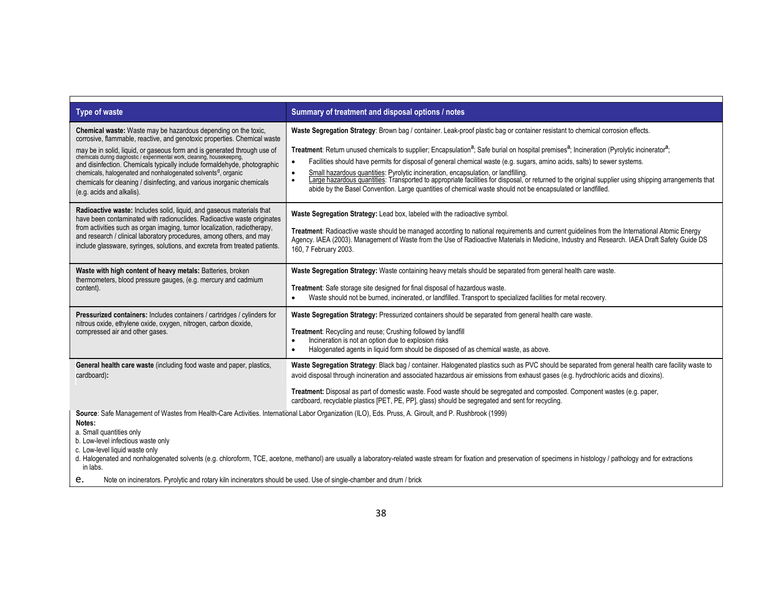| Type of waste | Summary of treatment and disposal options / notes |
|---|---|
| **Chemical waste:** Waste may be hazardous depending on the toxic, corrosive, flammable, reactive, and genotoxic properties. Chemical waste may be in solid, liquid, or gaseous form and is generated through use of chemicals during diagnostic / experimental work, cleaning, housekeeping, and disinfection. Chemicals typically include formaldehyde, photographic chemicals, halogenated and nonhalogenated solvents[d], organic chemicals for cleaning / disinfecting, and various inorganic chemicals (e.g. acids and alkalis). | **Waste Segregation Strategy**: Brown bag / container. Leak-proof plastic bag or container resistant to chemical corrosion effects.<br><br>**Treatment**: Return unused chemicals to supplier; Encapsulation[a]; Safe burial on hospital premises[a]; Incineration (Pyrolytic incinerator[a];<br>• Facilities should have permits for disposal of general chemical waste (e.g. sugars, amino acids, salts) to sewer systems.<br>• Small hazardous quantities: Pyrolytic incineration, encapsulation, or landfilling.<br>• Large hazardous quantities: Transported to appropriate facilities for disposal, or returned to the original supplier using shipping arrangements that abide by the Basel Convention. Large quantities of chemical waste should not be encapsulated or landfilled. |
| **Radioactive waste:** Includes solid, liquid, and gaseous materials that have been contaminated with radionuclides. Radioactive waste originates from activities such as organ imaging, tumor localization, radiotherapy, and research / clinical laboratory procedures, among others, and may include glassware, syringes, solutions, and excreta from treated patients. | **Waste Segregation Strategy:** Lead box, labeled with the radioactive symbol.<br><br>**Treatment**: Radioactive waste should be managed according to national requirements and current guidelines from the International Atomic Energy Agency. IAEA (2003). Management of Waste from the Use of Radioactive Materials in Medicine, Industry and Research. IAEA Draft Safety Guide DS 160, 7 February 2003. |
| **Waste with high content of heavy metals:** Batteries, broken thermometers, blood pressure gauges, (e.g. mercury and cadmium content). | **Waste Segregation Strategy:** Waste containing heavy metals should be separated from general health care waste.<br><br>**Treatment**: Safe storage site designed for final disposal of hazardous waste.<br>• Waste should not be burned, incinerated, or landfilled. Transport to specialized facilities for metal recovery. |
| **Pressurized containers:** Includes containers / cartridges / cylinders for nitrous oxide, ethylene oxide, oxygen, nitrogen, carbon dioxide, compressed air and other gases. | **Waste Segregation Strategy:** Pressurized containers should be separated from general health care waste.<br><br>**Treatment**: Recycling and reuse; Crushing followed by landfill<br>• Incineration is not an option due to explosion risks<br>• Halogenated agents in liquid form should be disposed of as chemical waste, as above. |
| **General health care waste** (including food waste and paper, plastics, cardboard)**:** | **Waste Segregation Strategy**: Black bag / container. Halogenated plastics such as PVC should be separated from general health care facility waste to avoid disposal through incineration and associated hazardous air emissions from exhaust gases (e.g. hydrochloric acids and dioxins).<br><br>**Treatment:** Disposal as part of domestic waste. Food waste should be segregated and composted. Component wastes (e.g. paper, cardboard, recyclable plastics [PET, PE, PP], glass) should be segregated and sent for recycling. |

**Source**: Safe Management of Wastes from Health-Care Activities. International Labor Organization (ILO), Eds. Pruss, A. Giroult, and P. Rushbrook (1999)

**Notes:**

a. Small quantities only
b. Low-level infectious waste only
c. Low-level liquid waste only
d. Halogenated and nonhalogenated solvents (e.g. chloroform, TCE, acetone, methanol) are usually a laboratory-related waste stream for fixation and preservation of specimens in histology / pathology and for extractions in labs.
e. Note on incinerators. Pyrolytic and rotary kiln incinerators should be used. Use of single-chamber and drum / brick